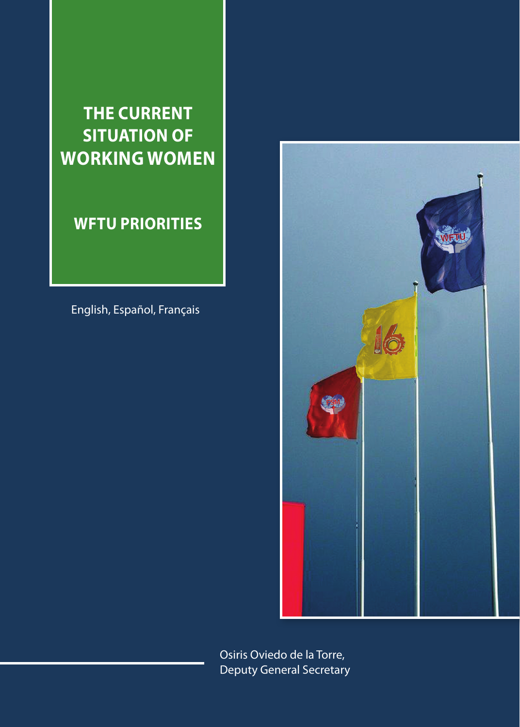# THE CURRENT SITUATION OF WORKING WOMEN

## WFTU PRIORITIES

English, Español, Français

Osiris Oviedo de la Torre,
Deputy General Secretary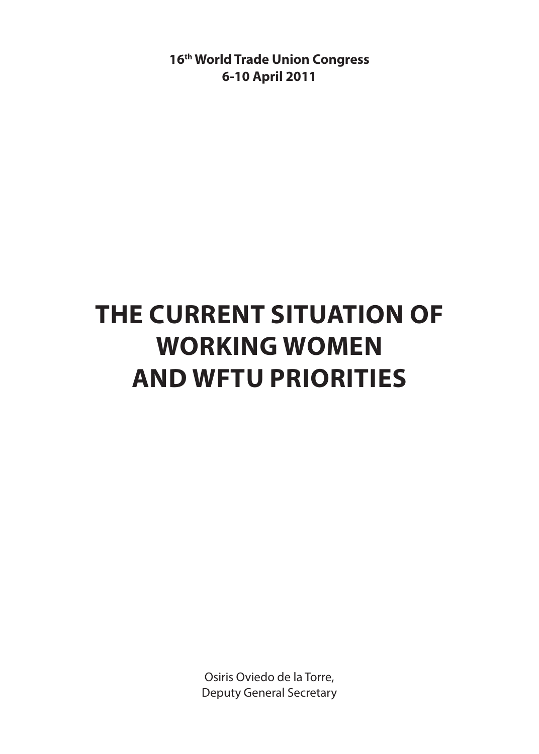**16th World Trade Union Congress**
**6-10 April 2011**

# THE CURRENT SITUATION OF WORKING WOMEN AND WFTU PRIORITIES

Osiris Oviedo de la Torre,
Deputy General Secretary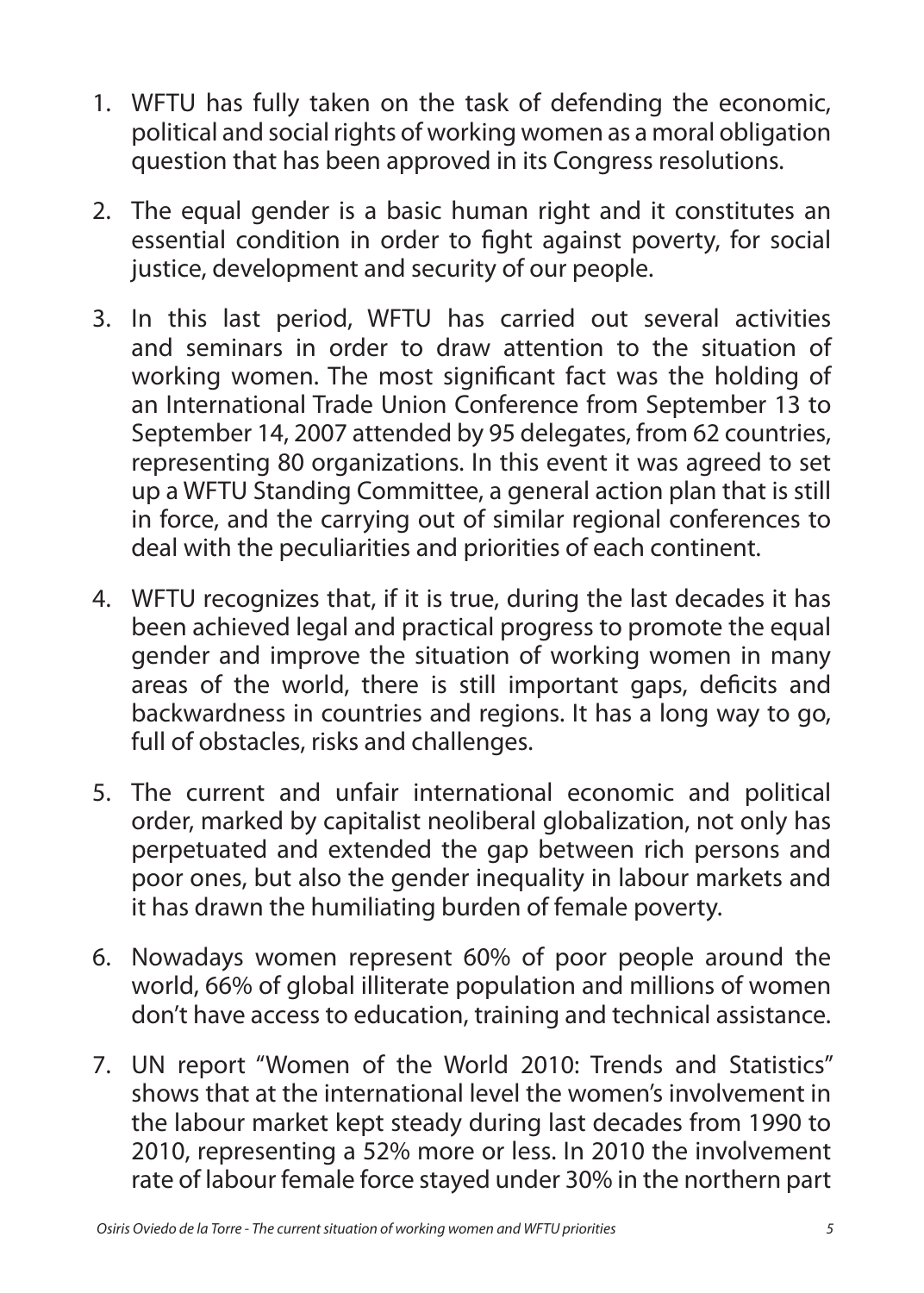1. WFTU has fully taken on the task of defending the economic, political and social rights of working women as a moral obligation question that has been approved in its Congress resolutions.

2. The equal gender is a basic human right and it constitutes an essential condition in order to fight against poverty, for social justice, development and security of our people.

3. In this last period, WFTU has carried out several activities and seminars in order to draw attention to the situation of working women. The most significant fact was the holding of an International Trade Union Conference from September 13 to September 14, 2007 attended by 95 delegates, from 62 countries, representing 80 organizations. In this event it was agreed to set up a WFTU Standing Committee, a general action plan that is still in force, and the carrying out of similar regional conferences to deal with the peculiarities and priorities of each continent.

4. WFTU recognizes that, if it is true, during the last decades it has been achieved legal and practical progress to promote the equal gender and improve the situation of working women in many areas of the world, there is still important gaps, deficits and backwardness in countries and regions. It has a long way to go, full of obstacles, risks and challenges.

5. The current and unfair international economic and political order, marked by capitalist neoliberal globalization, not only has perpetuated and extended the gap between rich persons and poor ones, but also the gender inequality in labour markets and it has drawn the humiliating burden of female poverty.

6. Nowadays women represent 60% of poor people around the world, 66% of global illiterate population and millions of women don't have access to education, training and technical assistance.

7. UN report "Women of the World 2010: Trends and Statistics" shows that at the international level the women's involvement in the labour market kept steady during last decades from 1990 to 2010, representing a 52% more or less. In 2010 the involvement rate of labour female force stayed under 30% in the northern part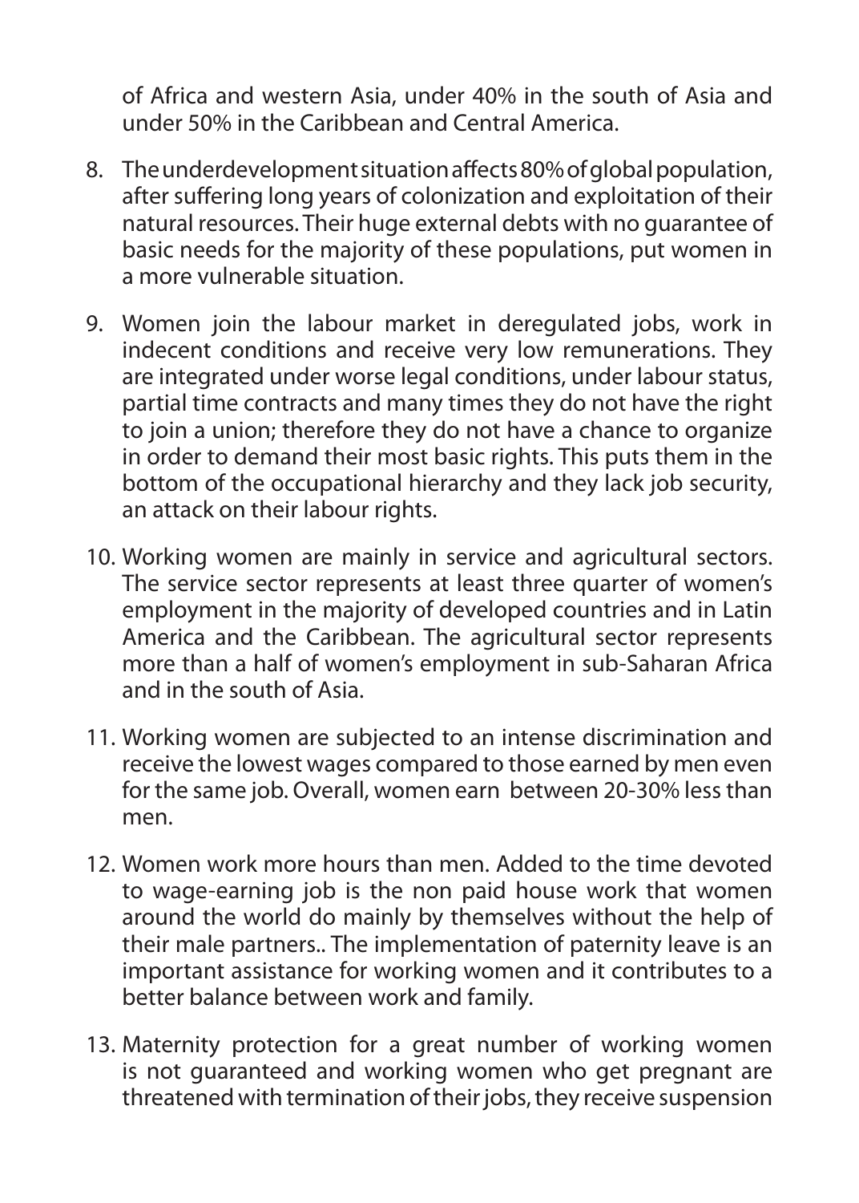of Africa and western Asia, under 40% in the south of Asia and under 50% in the Caribbean and Central America.

8. The underdevelopment situation affects 80% of global population, after suffering long years of colonization and exploitation of their natural resources. Their huge external debts with no guarantee of basic needs for the majority of these populations, put women in a more vulnerable situation.

9. Women join the labour market in deregulated jobs, work in indecent conditions and receive very low remunerations. They are integrated under worse legal conditions, under labour status, partial time contracts and many times they do not have the right to join a union; therefore they do not have a chance to organize in order to demand their most basic rights. This puts them in the bottom of the occupational hierarchy and they lack job security, an attack on their labour rights.

10. Working women are mainly in service and agricultural sectors. The service sector represents at least three quarter of women's employment in the majority of developed countries and in Latin America and the Caribbean. The agricultural sector represents more than a half of women's employment in sub-Saharan Africa and in the south of Asia.

11. Working women are subjected to an intense discrimination and receive the lowest wages compared to those earned by men even for the same job. Overall, women earn between 20-30% less than men.

12. Women work more hours than men. Added to the time devoted to wage-earning job is the non paid house work that women around the world do mainly by themselves without the help of their male partners.. The implementation of paternity leave is an important assistance for working women and it contributes to a better balance between work and family.

13. Maternity protection for a great number of working women is not guaranteed and working women who get pregnant are threatened with termination of their jobs, they receive suspension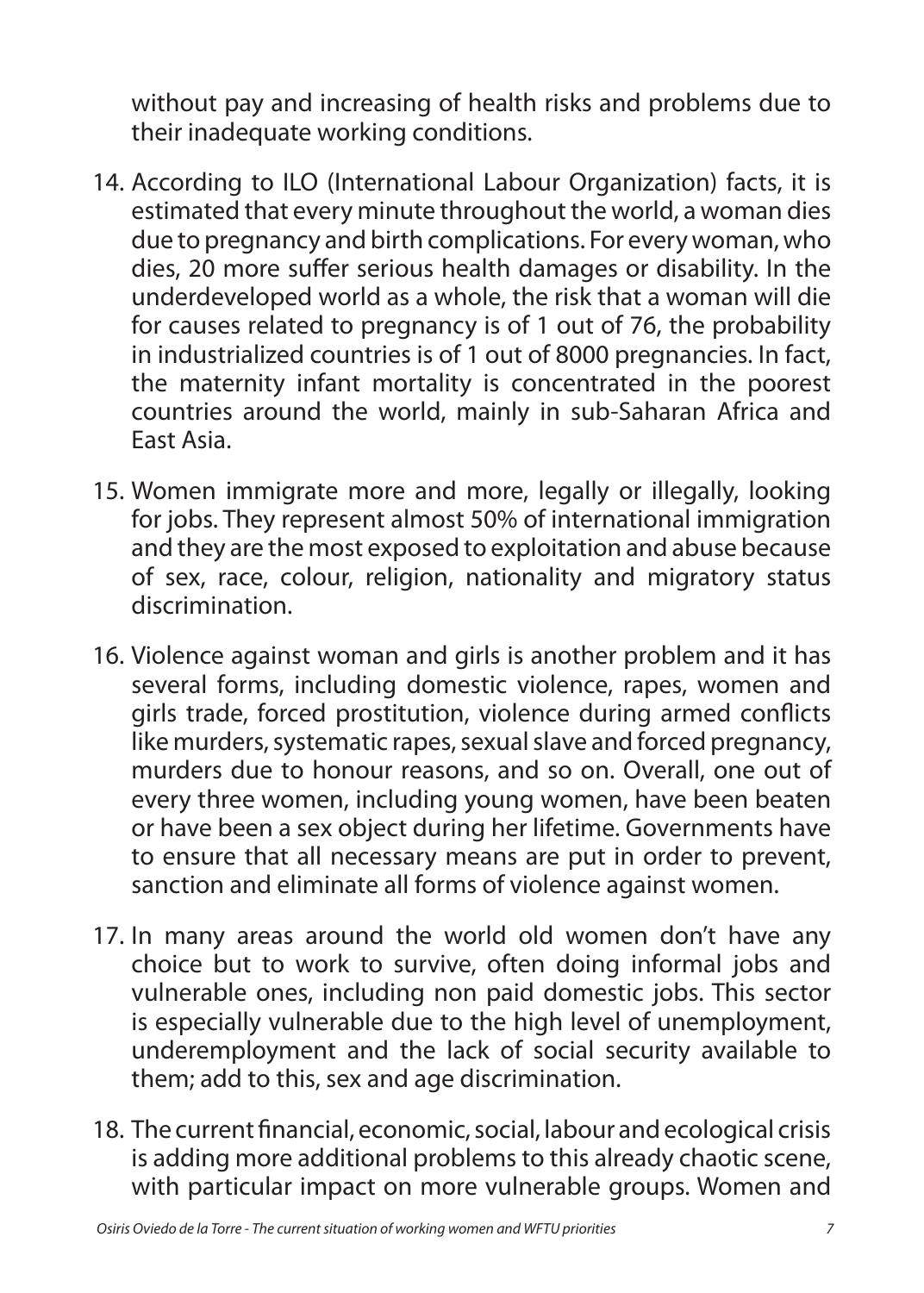without pay and increasing of health risks and problems due to their inadequate working conditions.

14. According to ILO (International Labour Organization) facts, it is estimated that every minute throughout the world, a woman dies due to pregnancy and birth complications. For every woman, who dies, 20 more suffer serious health damages or disability. In the underdeveloped world as a whole, the risk that a woman will die for causes related to pregnancy is of 1 out of 76, the probability in industrialized countries is of 1 out of 8000 pregnancies. In fact, the maternity infant mortality is concentrated in the poorest countries around the world, mainly in sub-Saharan Africa and East Asia.

15. Women immigrate more and more, legally or illegally, looking for jobs. They represent almost 50% of international immigration and they are the most exposed to exploitation and abuse because of sex, race, colour, religion, nationality and migratory status discrimination.

16. Violence against woman and girls is another problem and it has several forms, including domestic violence, rapes, women and girls trade, forced prostitution, violence during armed conflicts like murders, systematic rapes, sexual slave and forced pregnancy, murders due to honour reasons, and so on. Overall, one out of every three women, including young women, have been beaten or have been a sex object during her lifetime. Governments have to ensure that all necessary means are put in order to prevent, sanction and eliminate all forms of violence against women.

17. In many areas around the world old women don't have any choice but to work to survive, often doing informal jobs and vulnerable ones, including non paid domestic jobs. This sector is especially vulnerable due to the high level of unemployment, underemployment and the lack of social security available to them; add to this, sex and age discrimination.

18. The current financial, economic, social, labour and ecological crisis is adding more additional problems to this already chaotic scene, with particular impact on more vulnerable groups. Women and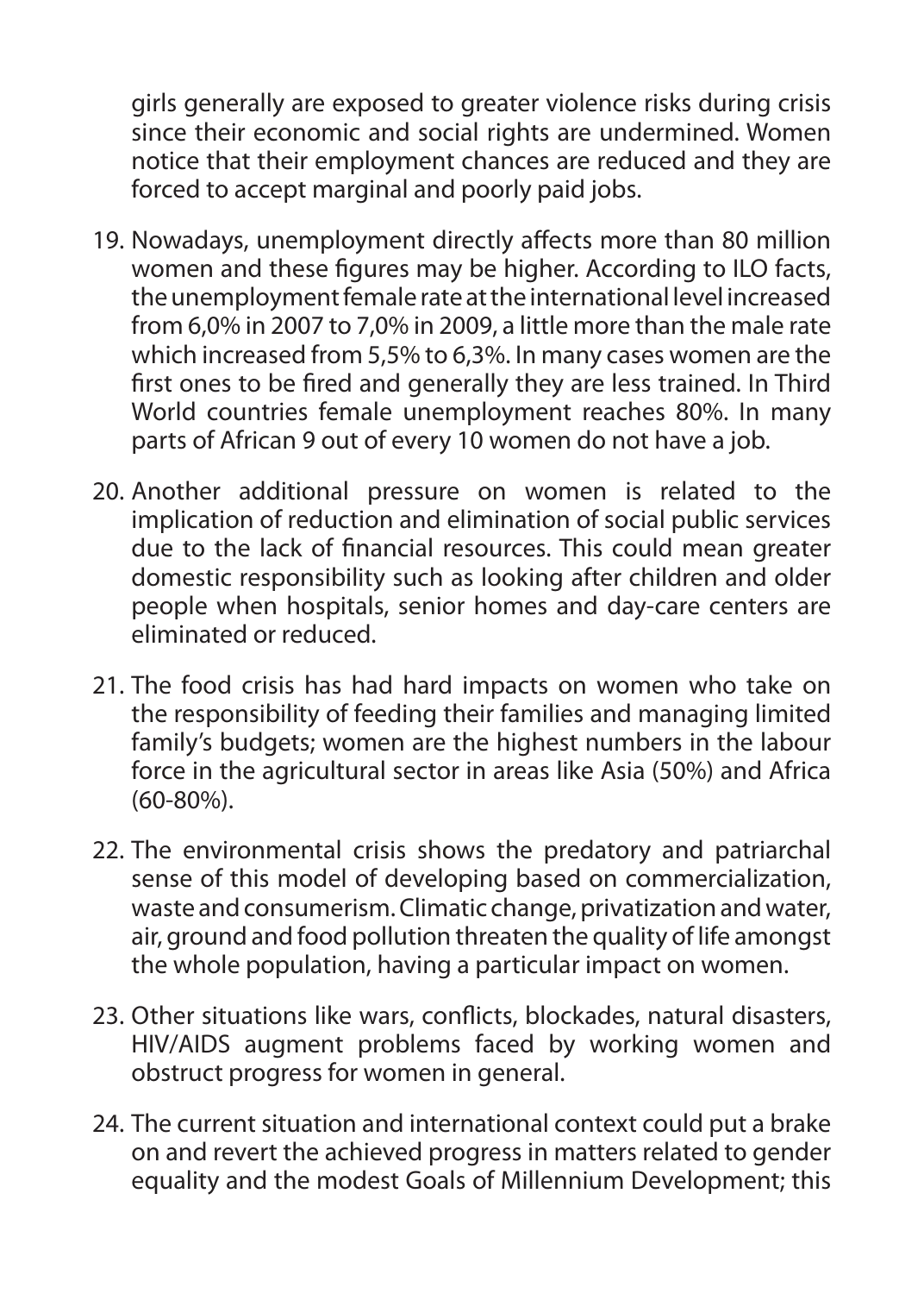girls generally are exposed to greater violence risks during crisis since their economic and social rights are undermined. Women notice that their employment chances are reduced and they are forced to accept marginal and poorly paid jobs.

19. Nowadays, unemployment directly affects more than 80 million women and these figures may be higher. According to ILO facts, the unemployment female rate at the international level increased from 6,0% in 2007 to 7,0% in 2009, a little more than the male rate which increased from 5,5% to 6,3%. In many cases women are the first ones to be fired and generally they are less trained. In Third World countries female unemployment reaches 80%. In many parts of African 9 out of every 10 women do not have a job.

20. Another additional pressure on women is related to the implication of reduction and elimination of social public services due to the lack of financial resources. This could mean greater domestic responsibility such as looking after children and older people when hospitals, senior homes and day-care centers are eliminated or reduced.

21. The food crisis has had hard impacts on women who take on the responsibility of feeding their families and managing limited family's budgets; women are the highest numbers in the labour force in the agricultural sector in areas like Asia (50%) and Africa (60-80%).

22. The environmental crisis shows the predatory and patriarchal sense of this model of developing based on commercialization, waste and consumerism. Climatic change, privatization and water, air, ground and food pollution threaten the quality of life amongst the whole population, having a particular impact on women.

23. Other situations like wars, conflicts, blockades, natural disasters, HIV/AIDS augment problems faced by working women and obstruct progress for women in general.

24. The current situation and international context could put a brake on and revert the achieved progress in matters related to gender equality and the modest Goals of Millennium Development; this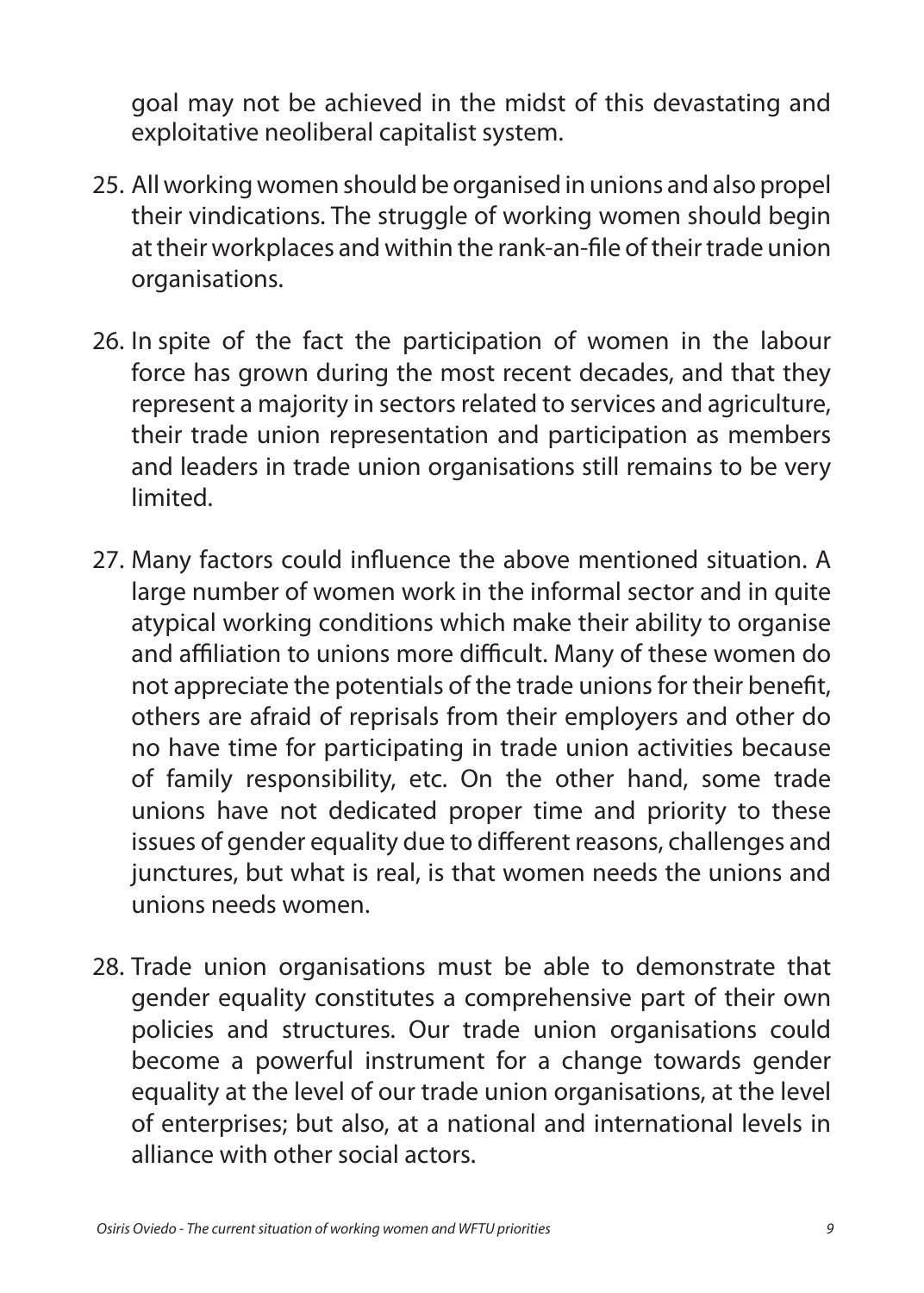goal may not be achieved in the midst of this devastating and exploitative neoliberal capitalist system.

25. All working women should be organised in unions and also propel their vindications. The struggle of working women should begin at their workplaces and within the rank-an-file of their trade union organisations.

26. In spite of the fact the participation of women in the labour force has grown during the most recent decades, and that they represent a majority in sectors related to services and agriculture, their trade union representation and participation as members and leaders in trade union organisations still remains to be very limited.

27. Many factors could influence the above mentioned situation. A large number of women work in the informal sector and in quite atypical working conditions which make their ability to organise and affiliation to unions more difficult. Many of these women do not appreciate the potentials of the trade unions for their benefit, others are afraid of reprisals from their employers and other do no have time for participating in trade union activities because of family responsibility, etc. On the other hand, some trade unions have not dedicated proper time and priority to these issues of gender equality due to different reasons, challenges and junctures, but what is real, is that women needs the unions and unions needs women.

28. Trade union organisations must be able to demonstrate that gender equality constitutes a comprehensive part of their own policies and structures. Our trade union organisations could become a powerful instrument for a change towards gender equality at the level of our trade union organisations, at the level of enterprises; but also, at a national and international levels in alliance with other social actors.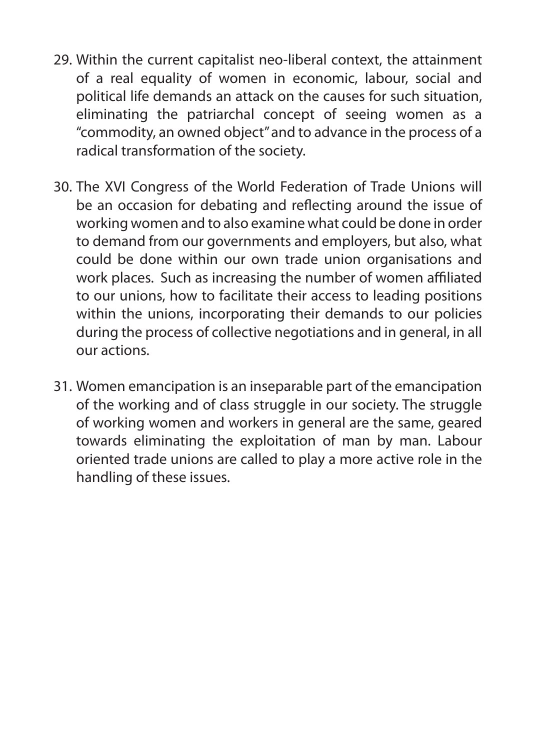29. Within the current capitalist neo-liberal context, the attainment of a real equality of women in economic, labour, social and political life demands an attack on the causes for such situation, eliminating the patriarchal concept of seeing women as a "commodity, an owned object" and to advance in the process of a radical transformation of the society.

30. The XVI Congress of the World Federation of Trade Unions will be an occasion for debating and reflecting around the issue of working women and to also examine what could be done in order to demand from our governments and employers, but also, what could be done within our own trade union organisations and work places. Such as increasing the number of women affiliated to our unions, how to facilitate their access to leading positions within the unions, incorporating their demands to our policies during the process of collective negotiations and in general, in all our actions.

31. Women emancipation is an inseparable part of the emancipation of the working and of class struggle in our society. The struggle of working women and workers in general are the same, geared towards eliminating the exploitation of man by man. Labour oriented trade unions are called to play a more active role in the handling of these issues.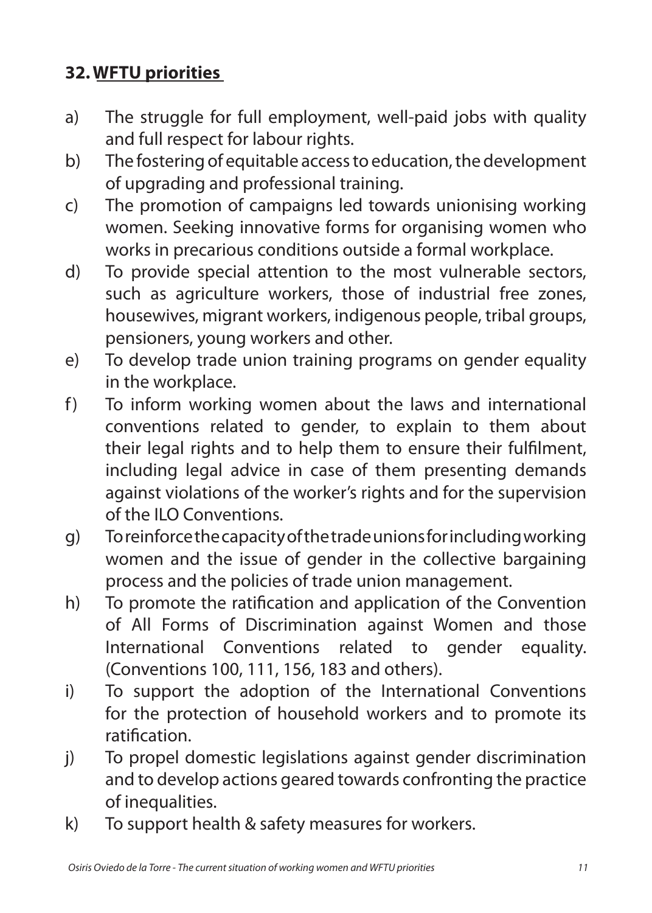**32. WFTU priorities**

a) The struggle for full employment, well-paid jobs with quality and full respect for labour rights.

b) The fostering of equitable access to education, the development of upgrading and professional training.

c) The promotion of campaigns led towards unionising working women. Seeking innovative forms for organising women who works in precarious conditions outside a formal workplace.

d) To provide special attention to the most vulnerable sectors, such as agriculture workers, those of industrial free zones, housewives, migrant workers, indigenous people, tribal groups, pensioners, young workers and other.

e) To develop trade union training programs on gender equality in the workplace.

f) To inform working women about the laws and international conventions related to gender, to explain to them about their legal rights and to help them to ensure their fulfilment, including legal advice in case of them presenting demands against violations of the worker's rights and for the supervision of the ILO Conventions.

g) To reinforce the capacity of the trade unions for including working women and the issue of gender in the collective bargaining process and the policies of trade union management.

h) To promote the ratification and application of the Convention of All Forms of Discrimination against Women and those International Conventions related to gender equality. (Conventions 100, 111, 156, 183 and others).

i) To support the adoption of the International Conventions for the protection of household workers and to promote its ratification.

j) To propel domestic legislations against gender discrimination and to develop actions geared towards confronting the practice of inequalities.

k) To support health & safety measures for workers.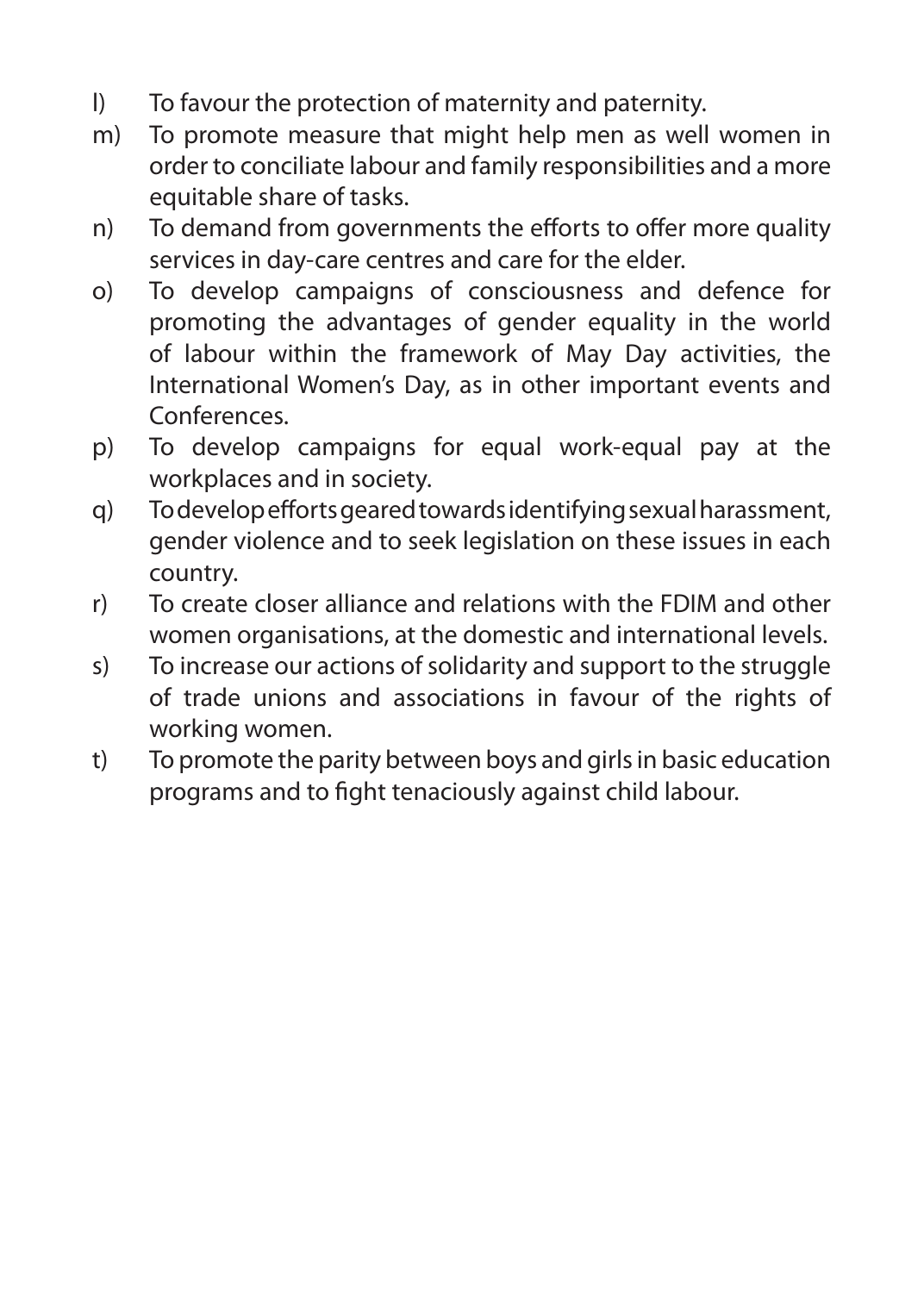l) To favour the protection of maternity and paternity.
m) To promote measure that might help men as well women in order to conciliate labour and family responsibilities and a more equitable share of tasks.
n) To demand from governments the efforts to offer more quality services in day-care centres and care for the elder.
o) To develop campaigns of consciousness and defence for promoting the advantages of gender equality in the world of labour within the framework of May Day activities, the International Women's Day, as in other important events and Conferences.
p) To develop campaigns for equal work-equal pay at the workplaces and in society.
q) To develop efforts geared towards identifying sexual harassment, gender violence and to seek legislation on these issues in each country.
r) To create closer alliance and relations with the FDIM and other women organisations, at the domestic and international levels.
s) To increase our actions of solidarity and support to the struggle of trade unions and associations in favour of the rights of working women.
t) To promote the parity between boys and girls in basic education programs and to fight tenaciously against child labour.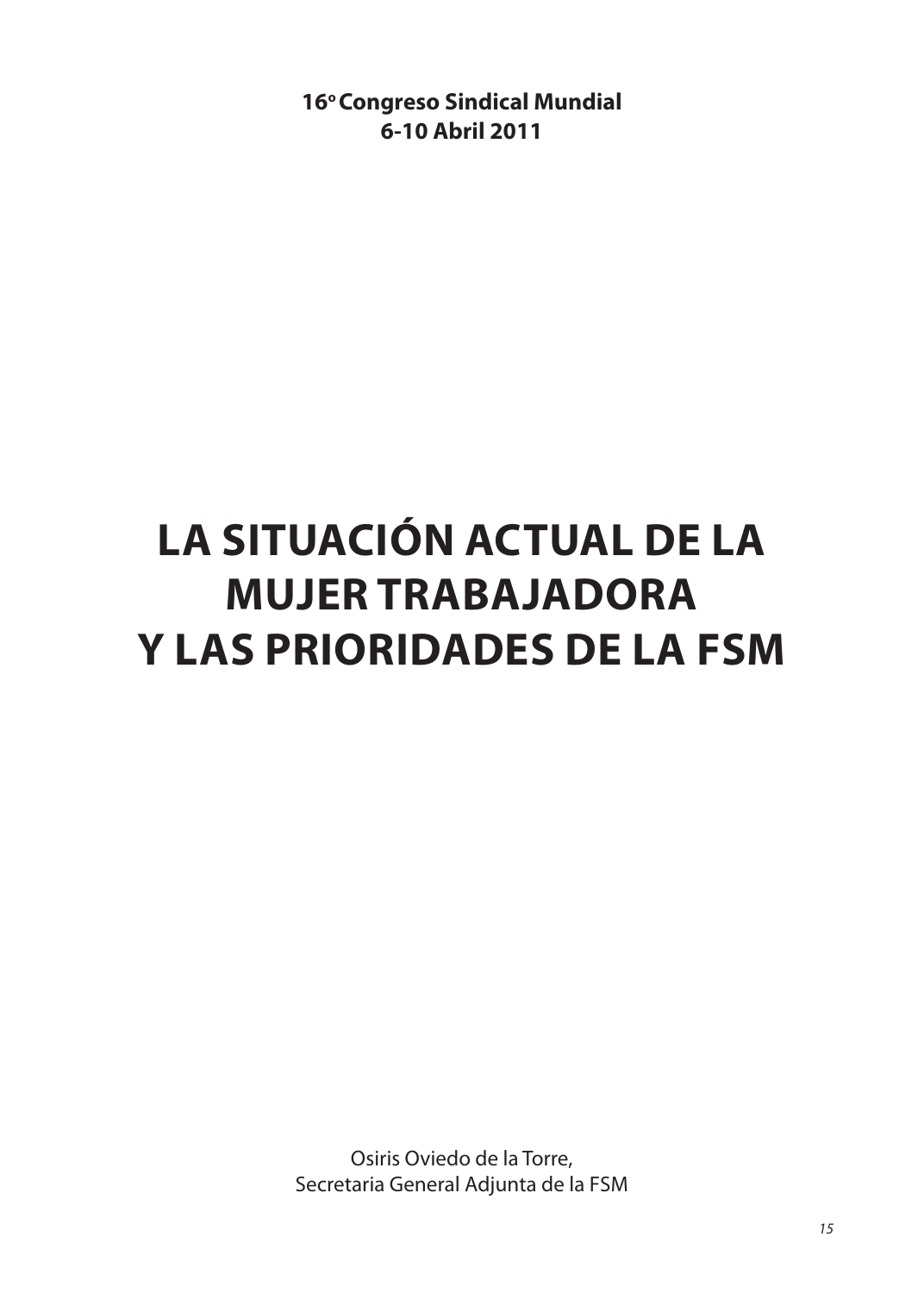**16º Congreso Sindical Mundial**
**6-10 Abril 2011**

# LA SITUACIÓN ACTUAL DE LA MUJER TRABAJADORA Y LAS PRIORIDADES DE LA FSM

Osiris Oviedo de la Torre,
Secretaria General Adjunta de la FSM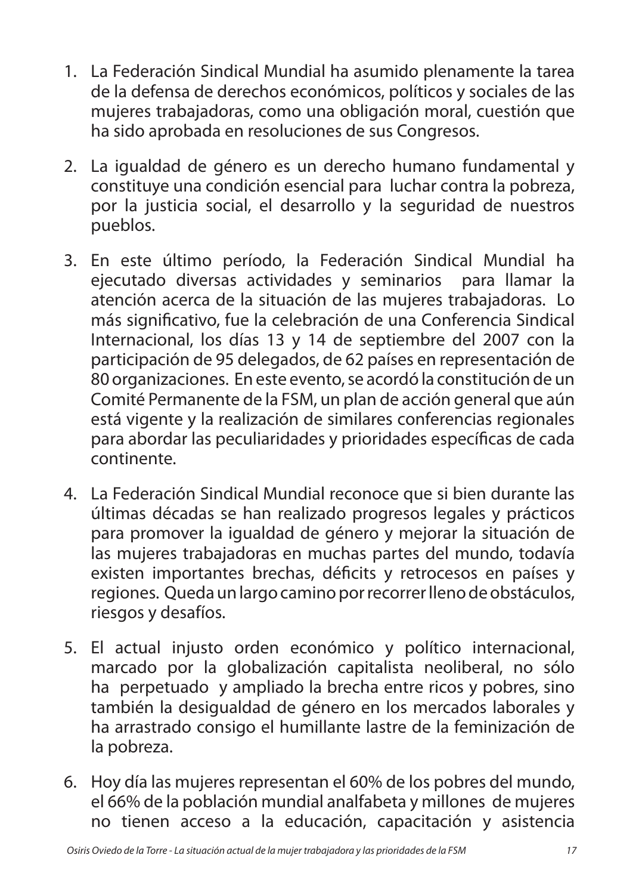1. La Federación Sindical Mundial ha asumido plenamente la tarea de la defensa de derechos económicos, políticos y sociales de las mujeres trabajadoras, como una obligación moral, cuestión que ha sido aprobada en resoluciones de sus Congresos.

2. La igualdad de género es un derecho humano fundamental y constituye una condición esencial para luchar contra la pobreza, por la justicia social, el desarrollo y la seguridad de nuestros pueblos.

3. En este último período, la Federación Sindical Mundial ha ejecutado diversas actividades y seminarios para llamar la atención acerca de la situación de las mujeres trabajadoras. Lo más significativo, fue la celebración de una Conferencia Sindical Internacional, los días 13 y 14 de septiembre del 2007 con la participación de 95 delegados, de 62 países en representación de 80 organizaciones. En este evento, se acordó la constitución de un Comité Permanente de la FSM, un plan de acción general que aún está vigente y la realización de similares conferencias regionales para abordar las peculiaridades y prioridades específicas de cada continente.

4. La Federación Sindical Mundial reconoce que si bien durante las últimas décadas se han realizado progresos legales y prácticos para promover la igualdad de género y mejorar la situación de las mujeres trabajadoras en muchas partes del mundo, todavía existen importantes brechas, déficits y retrocesos en países y regiones. Queda un largo camino por recorrer lleno de obstáculos, riesgos y desafíos.

5. El actual injusto orden económico y político internacional, marcado por la globalización capitalista neoliberal, no sólo ha perpetuado y ampliado la brecha entre ricos y pobres, sino también la desigualdad de género en los mercados laborales y ha arrastrado consigo el humillante lastre de la feminización de la pobreza.

6. Hoy día las mujeres representan el 60% de los pobres del mundo, el 66% de la población mundial analfabeta y millones de mujeres no tienen acceso a la educación, capacitación y asistencia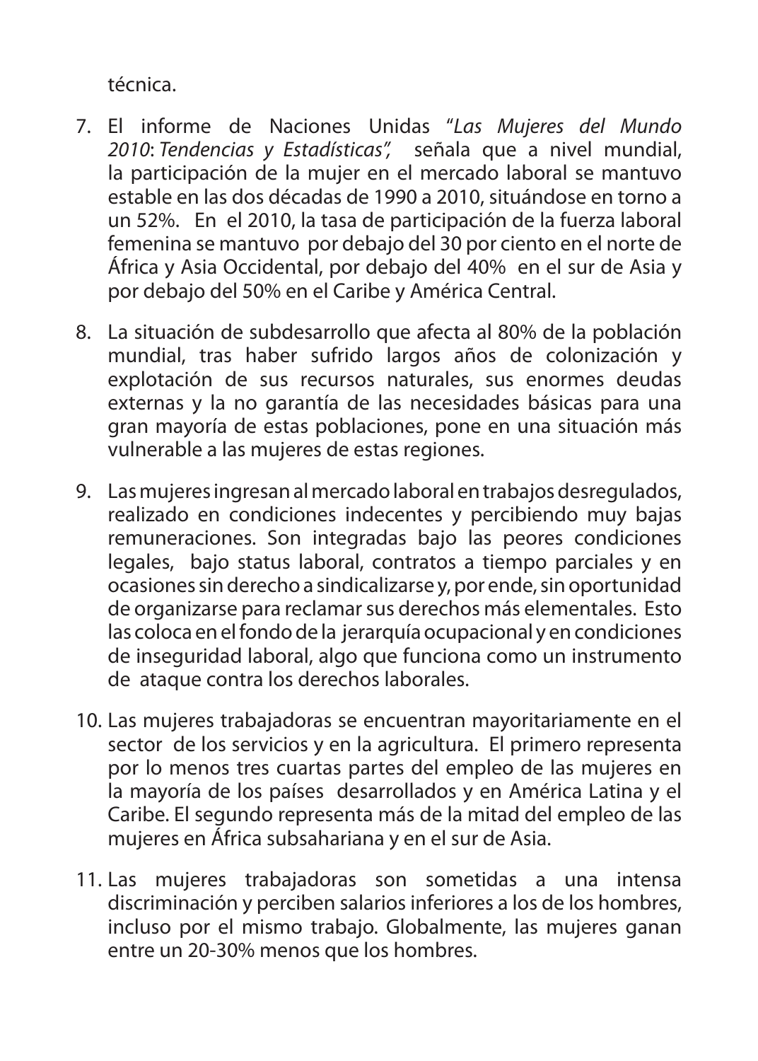técnica.

7. El informe de Naciones Unidas "*Las Mujeres del Mundo 2010*: *Tendencias y Estadísticas",* señala que a nivel mundial, la participación de la mujer en el mercado laboral se mantuvo estable en las dos décadas de 1990 a 2010, situándose en torno a un 52%. En el 2010, la tasa de participación de la fuerza laboral femenina se mantuvo por debajo del 30 por ciento en el norte de África y Asia Occidental, por debajo del 40% en el sur de Asia y por debajo del 50% en el Caribe y América Central.

8. La situación de subdesarrollo que afecta al 80% de la población mundial, tras haber sufrido largos años de colonización y explotación de sus recursos naturales, sus enormes deudas externas y la no garantía de las necesidades básicas para una gran mayoría de estas poblaciones, pone en una situación más vulnerable a las mujeres de estas regiones.

9. Las mujeres ingresan al mercado laboral en trabajos desregulados, realizado en condiciones indecentes y percibiendo muy bajas remuneraciones. Son integradas bajo las peores condiciones legales, bajo status laboral, contratos a tiempo parciales y en ocasiones sin derecho a sindicalizarse y, por ende, sin oportunidad de organizarse para reclamar sus derechos más elementales. Esto las coloca en el fondo de la jerarquía ocupacional y en condiciones de inseguridad laboral, algo que funciona como un instrumento de ataque contra los derechos laborales.

10. Las mujeres trabajadoras se encuentran mayoritariamente en el sector de los servicios y en la agricultura. El primero representa por lo menos tres cuartas partes del empleo de las mujeres en la mayoría de los países desarrollados y en América Latina y el Caribe. El segundo representa más de la mitad del empleo de las mujeres en África subsahariana y en el sur de Asia.

11. Las mujeres trabajadoras son sometidas a una intensa discriminación y perciben salarios inferiores a los de los hombres, incluso por el mismo trabajo. Globalmente, las mujeres ganan entre un 20-30% menos que los hombres.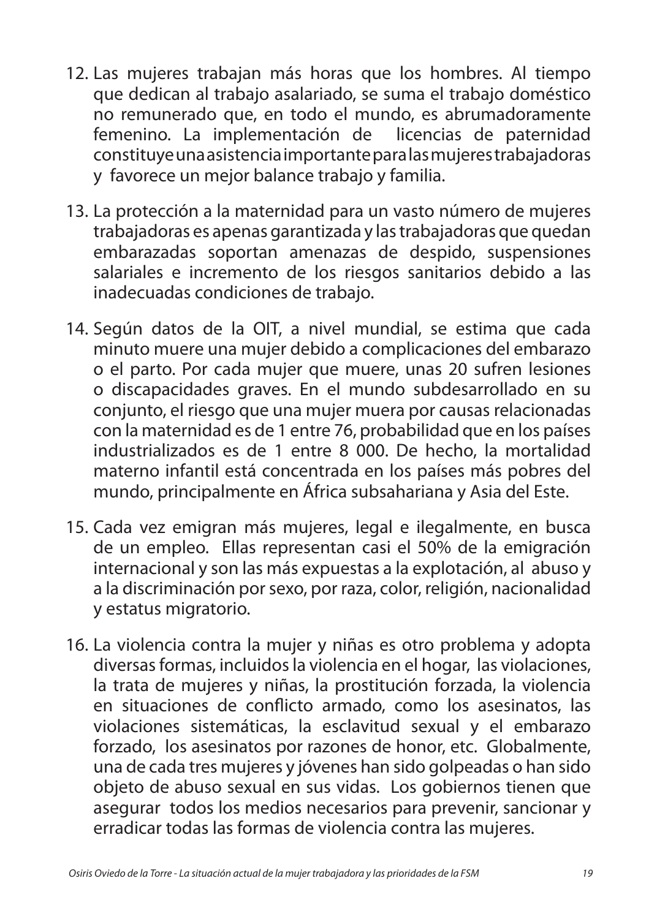12. Las mujeres trabajan más horas que los hombres. Al tiempo que dedican al trabajo asalariado, se suma el trabajo doméstico no remunerado que, en todo el mundo, es abrumadoramente femenino. La implementación de licencias de paternidad constituye una asistencia importante para las mujeres trabajadoras y favorece un mejor balance trabajo y familia.

13. La protección a la maternidad para un vasto número de mujeres trabajadoras es apenas garantizada y las trabajadoras que quedan embarazadas soportan amenazas de despido, suspensiones salariales e incremento de los riesgos sanitarios debido a las inadecuadas condiciones de trabajo.

14. Según datos de la OIT, a nivel mundial, se estima que cada minuto muere una mujer debido a complicaciones del embarazo o el parto. Por cada mujer que muere, unas 20 sufren lesiones o discapacidades graves. En el mundo subdesarrollado en su conjunto, el riesgo que una mujer muera por causas relacionadas con la maternidad es de 1 entre 76, probabilidad que en los países industrializados es de 1 entre 8 000. De hecho, la mortalidad materno infantil está concentrada en los países más pobres del mundo, principalmente en África subsahariana y Asia del Este.

15. Cada vez emigran más mujeres, legal e ilegalmente, en busca de un empleo. Ellas representan casi el 50% de la emigración internacional y son las más expuestas a la explotación, al abuso y a la discriminación por sexo, por raza, color, religión, nacionalidad y estatus migratorio.

16. La violencia contra la mujer y niñas es otro problema y adopta diversas formas, incluidos la violencia en el hogar, las violaciones, la trata de mujeres y niñas, la prostitución forzada, la violencia en situaciones de conflicto armado, como los asesinatos, las violaciones sistemáticas, la esclavitud sexual y el embarazo forzado, los asesinatos por razones de honor, etc. Globalmente, una de cada tres mujeres y jóvenes han sido golpeadas o han sido objeto de abuso sexual en sus vidas. Los gobiernos tienen que asegurar todos los medios necesarios para prevenir, sancionar y erradicar todas las formas de violencia contra las mujeres.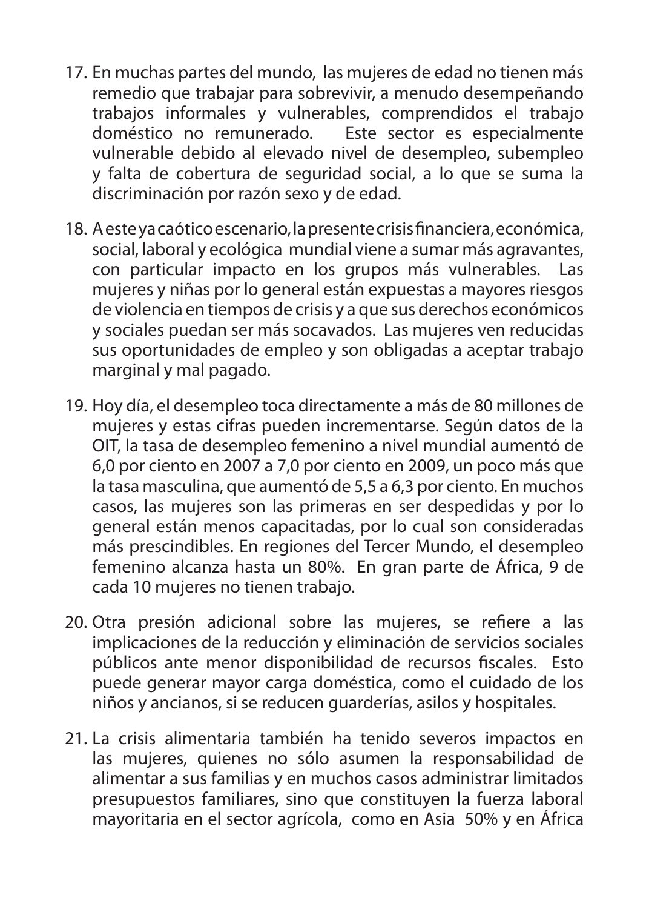17. En muchas partes del mundo, las mujeres de edad no tienen más remedio que trabajar para sobrevivir, a menudo desempeñando trabajos informales y vulnerables, comprendidos el trabajo doméstico no remunerado. Este sector es especialmente vulnerable debido al elevado nivel de desempleo, subempleo y falta de cobertura de seguridad social, a lo que se suma la discriminación por razón sexo y de edad.

18. A este ya caótico escenario, la presente crisis financiera, económica, social, laboral y ecológica mundial viene a sumar más agravantes, con particular impacto en los grupos más vulnerables. Las mujeres y niñas por lo general están expuestas a mayores riesgos de violencia en tiempos de crisis y a que sus derechos económicos y sociales puedan ser más socavados. Las mujeres ven reducidas sus oportunidades de empleo y son obligadas a aceptar trabajo marginal y mal pagado.

19. Hoy día, el desempleo toca directamente a más de 80 millones de mujeres y estas cifras pueden incrementarse. Según datos de la OIT, la tasa de desempleo femenino a nivel mundial aumentó de 6,0 por ciento en 2007 a 7,0 por ciento en 2009, un poco más que la tasa masculina, que aumentó de 5,5 a 6,3 por ciento. En muchos casos, las mujeres son las primeras en ser despedidas y por lo general están menos capacitadas, por lo cual son consideradas más prescindibles. En regiones del Tercer Mundo, el desempleo femenino alcanza hasta un 80%. En gran parte de África, 9 de cada 10 mujeres no tienen trabajo.

20. Otra presión adicional sobre las mujeres, se refiere a las implicaciones de la reducción y eliminación de servicios sociales públicos ante menor disponibilidad de recursos fiscales. Esto puede generar mayor carga doméstica, como el cuidado de los niños y ancianos, si se reducen guarderías, asilos y hospitales.

21. La crisis alimentaria también ha tenido severos impactos en las mujeres, quienes no sólo asumen la responsabilidad de alimentar a sus familias y en muchos casos administrar limitados presupuestos familiares, sino que constituyen la fuerza laboral mayoritaria en el sector agrícola, como en Asia 50% y en África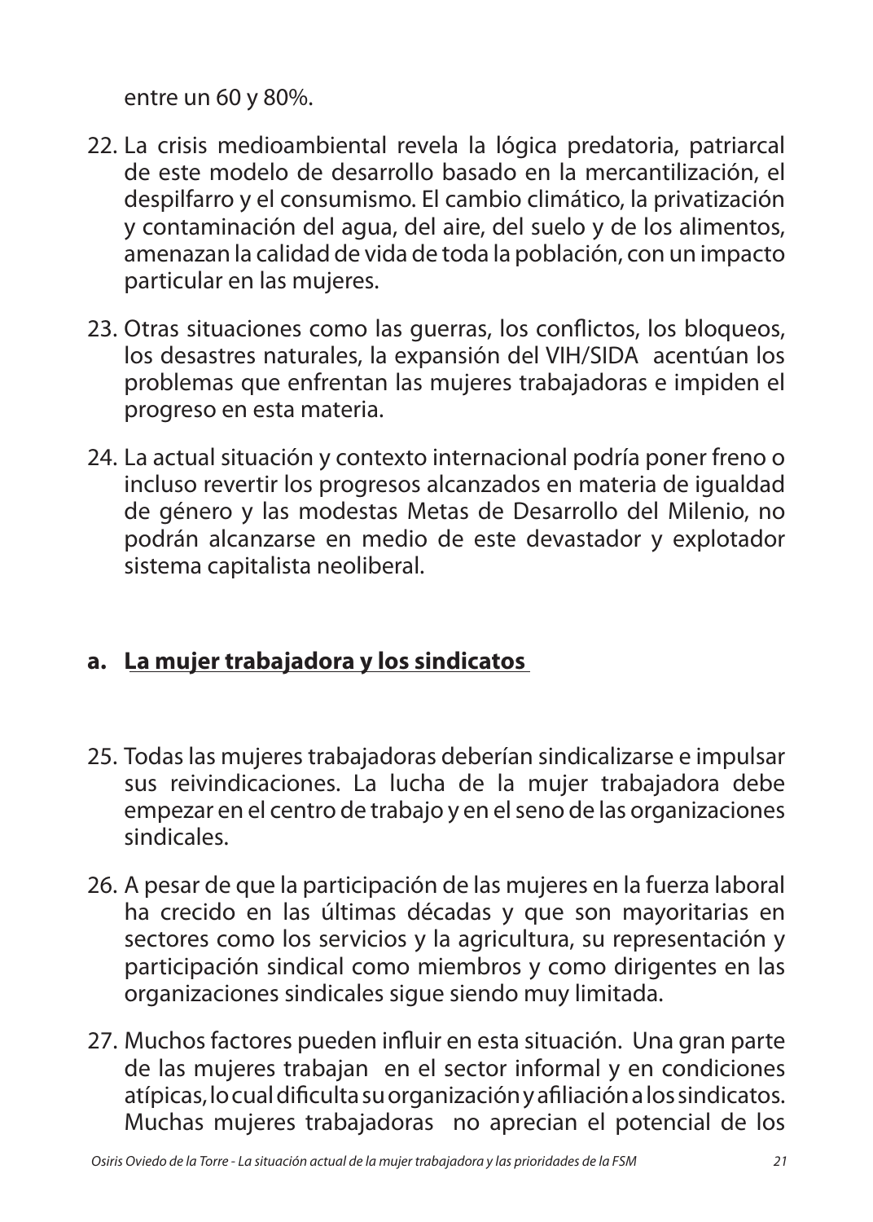entre un 60 y 80%.

22. La crisis medioambiental revela la lógica predatoria, patriarcal de este modelo de desarrollo basado en la mercantilización, el despilfarro y el consumismo. El cambio climático, la privatización y contaminación del agua, del aire, del suelo y de los alimentos, amenazan la calidad de vida de toda la población, con un impacto particular en las mujeres.

23. Otras situaciones como las guerras, los conflictos, los bloqueos, los desastres naturales, la expansión del VIH/SIDA acentúan los problemas que enfrentan las mujeres trabajadoras e impiden el progreso en esta materia.

24. La actual situación y contexto internacional podría poner freno o incluso revertir los progresos alcanzados en materia de igualdad de género y las modestas Metas de Desarrollo del Milenio, no podrán alcanzarse en medio de este devastador y explotador sistema capitalista neoliberal.

## a. La mujer trabajadora y los sindicatos

25. Todas las mujeres trabajadoras deberían sindicalizarse e impulsar sus reivindicaciones. La lucha de la mujer trabajadora debe empezar en el centro de trabajo y en el seno de las organizaciones sindicales.

26. A pesar de que la participación de las mujeres en la fuerza laboral ha crecido en las últimas décadas y que son mayoritarias en sectores como los servicios y la agricultura, su representación y participación sindical como miembros y como dirigentes en las organizaciones sindicales sigue siendo muy limitada.

27. Muchos factores pueden influir en esta situación. Una gran parte de las mujeres trabajan en el sector informal y en condiciones atípicas, lo cual dificulta su organización y afiliación a los sindicatos. Muchas mujeres trabajadoras no aprecian el potencial de los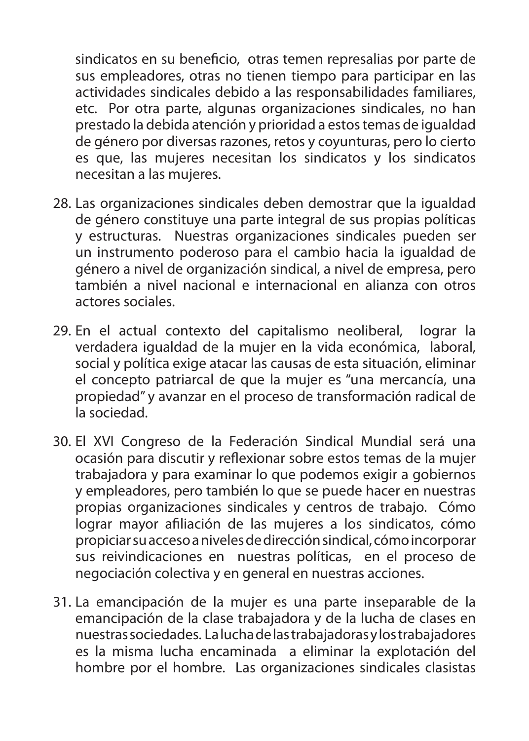sindicatos en su beneficio, otras temen represalias por parte de sus empleadores, otras no tienen tiempo para participar en las actividades sindicales debido a las responsabilidades familiares, etc. Por otra parte, algunas organizaciones sindicales, no han prestado la debida atención y prioridad a estos temas de igualdad de género por diversas razones, retos y coyunturas, pero lo cierto es que, las mujeres necesitan los sindicatos y los sindicatos necesitan a las mujeres.

28. Las organizaciones sindicales deben demostrar que la igualdad de género constituye una parte integral de sus propias políticas y estructuras. Nuestras organizaciones sindicales pueden ser un instrumento poderoso para el cambio hacia la igualdad de género a nivel de organización sindical, a nivel de empresa, pero también a nivel nacional e internacional en alianza con otros actores sociales.

29. En el actual contexto del capitalismo neoliberal, lograr la verdadera igualdad de la mujer en la vida económica, laboral, social y política exige atacar las causas de esta situación, eliminar el concepto patriarcal de que la mujer es "una mercancía, una propiedad" y avanzar en el proceso de transformación radical de la sociedad.

30. El XVI Congreso de la Federación Sindical Mundial será una ocasión para discutir y reflexionar sobre estos temas de la mujer trabajadora y para examinar lo que podemos exigir a gobiernos y empleadores, pero también lo que se puede hacer en nuestras propias organizaciones sindicales y centros de trabajo. Cómo lograr mayor afiliación de las mujeres a los sindicatos, cómo propiciar su acceso a niveles de dirección sindical, cómo incorporar sus reivindicaciones en nuestras políticas, en el proceso de negociación colectiva y en general en nuestras acciones.

31. La emancipación de la mujer es una parte inseparable de la emancipación de la clase trabajadora y de la lucha de clases en nuestras sociedades. La lucha de las trabajadoras y los trabajadores es la misma lucha encaminada a eliminar la explotación del hombre por el hombre. Las organizaciones sindicales clasistas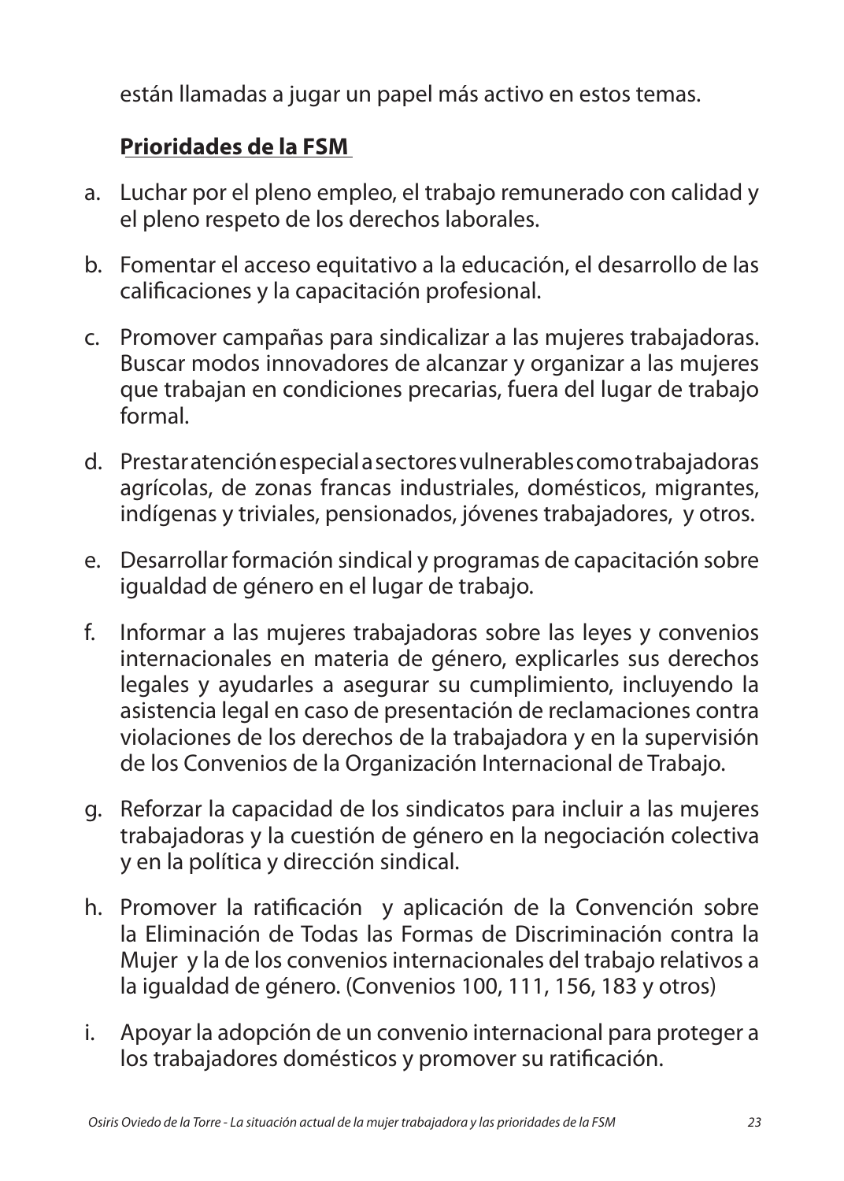están llamadas a jugar un papel más activo en estos temas.

**Prioridades de la FSM**

a. Luchar por el pleno empleo, el trabajo remunerado con calidad y el pleno respeto de los derechos laborales.

b. Fomentar el acceso equitativo a la educación, el desarrollo de las calificaciones y la capacitación profesional.

c. Promover campañas para sindicalizar a las mujeres trabajadoras. Buscar modos innovadores de alcanzar y organizar a las mujeres que trabajan en condiciones precarias, fuera del lugar de trabajo formal.

d. Prestar atención especial a sectores vulnerables como trabajadoras agrícolas, de zonas francas industriales, domésticos, migrantes, indígenas y triviales, pensionados, jóvenes trabajadores, y otros.

e. Desarrollar formación sindical y programas de capacitación sobre igualdad de género en el lugar de trabajo.

f. Informar a las mujeres trabajadoras sobre las leyes y convenios internacionales en materia de género, explicarles sus derechos legales y ayudarles a asegurar su cumplimiento, incluyendo la asistencia legal en caso de presentación de reclamaciones contra violaciones de los derechos de la trabajadora y en la supervisión de los Convenios de la Organización Internacional de Trabajo.

g. Reforzar la capacidad de los sindicatos para incluir a las mujeres trabajadoras y la cuestión de género en la negociación colectiva y en la política y dirección sindical.

h. Promover la ratificación y aplicación de la Convención sobre la Eliminación de Todas las Formas de Discriminación contra la Mujer y la de los convenios internacionales del trabajo relativos a la igualdad de género. (Convenios 100, 111, 156, 183 y otros)

i. Apoyar la adopción de un convenio internacional para proteger a los trabajadores domésticos y promover su ratificación.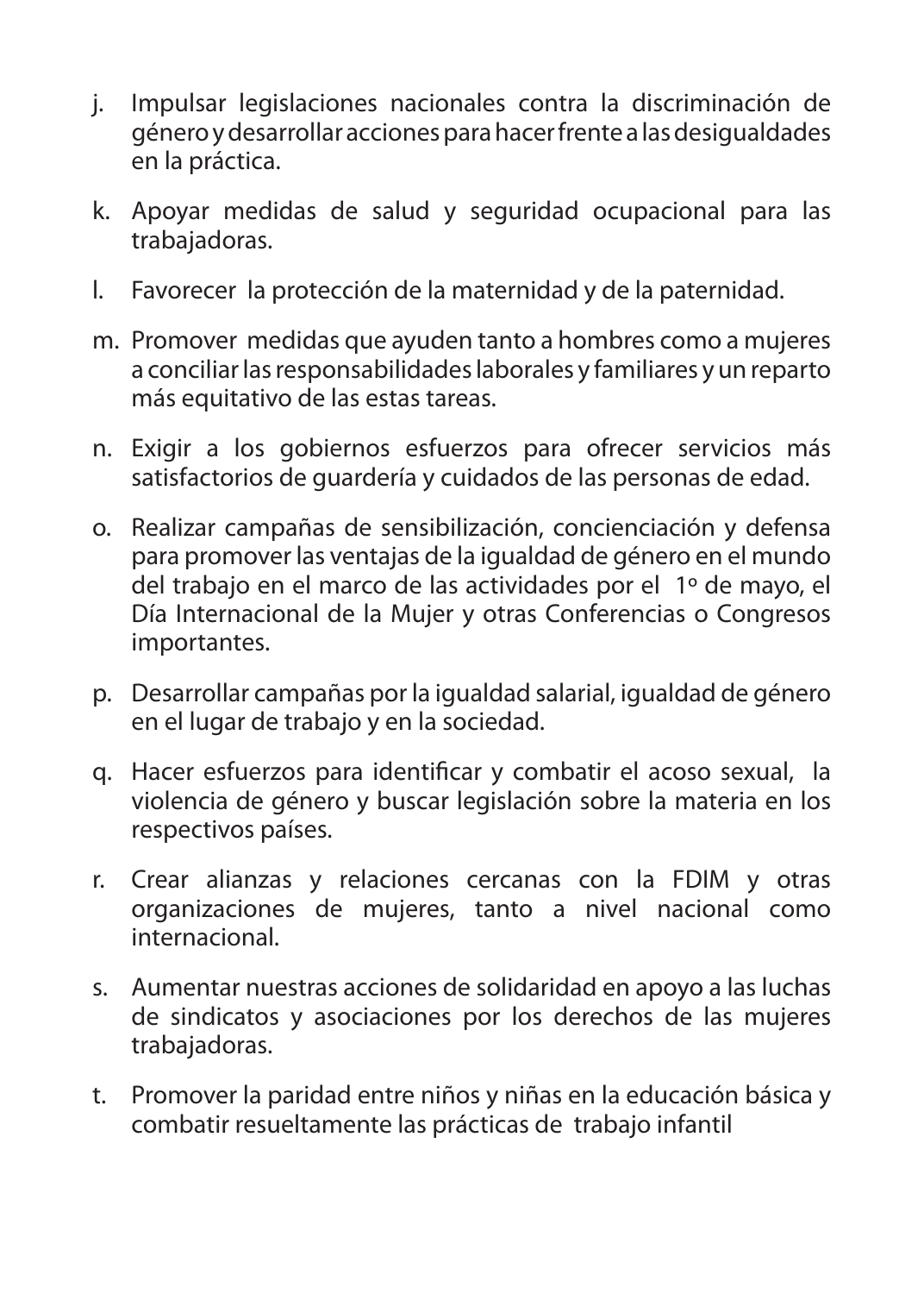j. Impulsar legislaciones nacionales contra la discriminación de género y desarrollar acciones para hacer frente a las desigualdades en la práctica.

k. Apoyar medidas de salud y seguridad ocupacional para las trabajadoras.

l. Favorecer la protección de la maternidad y de la paternidad.

m. Promover medidas que ayuden tanto a hombres como a mujeres a conciliar las responsabilidades laborales y familiares y un reparto más equitativo de las estas tareas.

n. Exigir a los gobiernos esfuerzos para ofrecer servicios más satisfactorios de guardería y cuidados de las personas de edad.

o. Realizar campañas de sensibilización, concienciación y defensa para promover las ventajas de la igualdad de género en el mundo del trabajo en el marco de las actividades por el 1º de mayo, el Día Internacional de la Mujer y otras Conferencias o Congresos importantes.

p. Desarrollar campañas por la igualdad salarial, igualdad de género en el lugar de trabajo y en la sociedad.

q. Hacer esfuerzos para identificar y combatir el acoso sexual, la violencia de género y buscar legislación sobre la materia en los respectivos países.

r. Crear alianzas y relaciones cercanas con la FDIM y otras organizaciones de mujeres, tanto a nivel nacional como internacional.

s. Aumentar nuestras acciones de solidaridad en apoyo a las luchas de sindicatos y asociaciones por los derechos de las mujeres trabajadoras.

t. Promover la paridad entre niños y niñas en la educación básica y combatir resueltamente las prácticas de trabajo infantil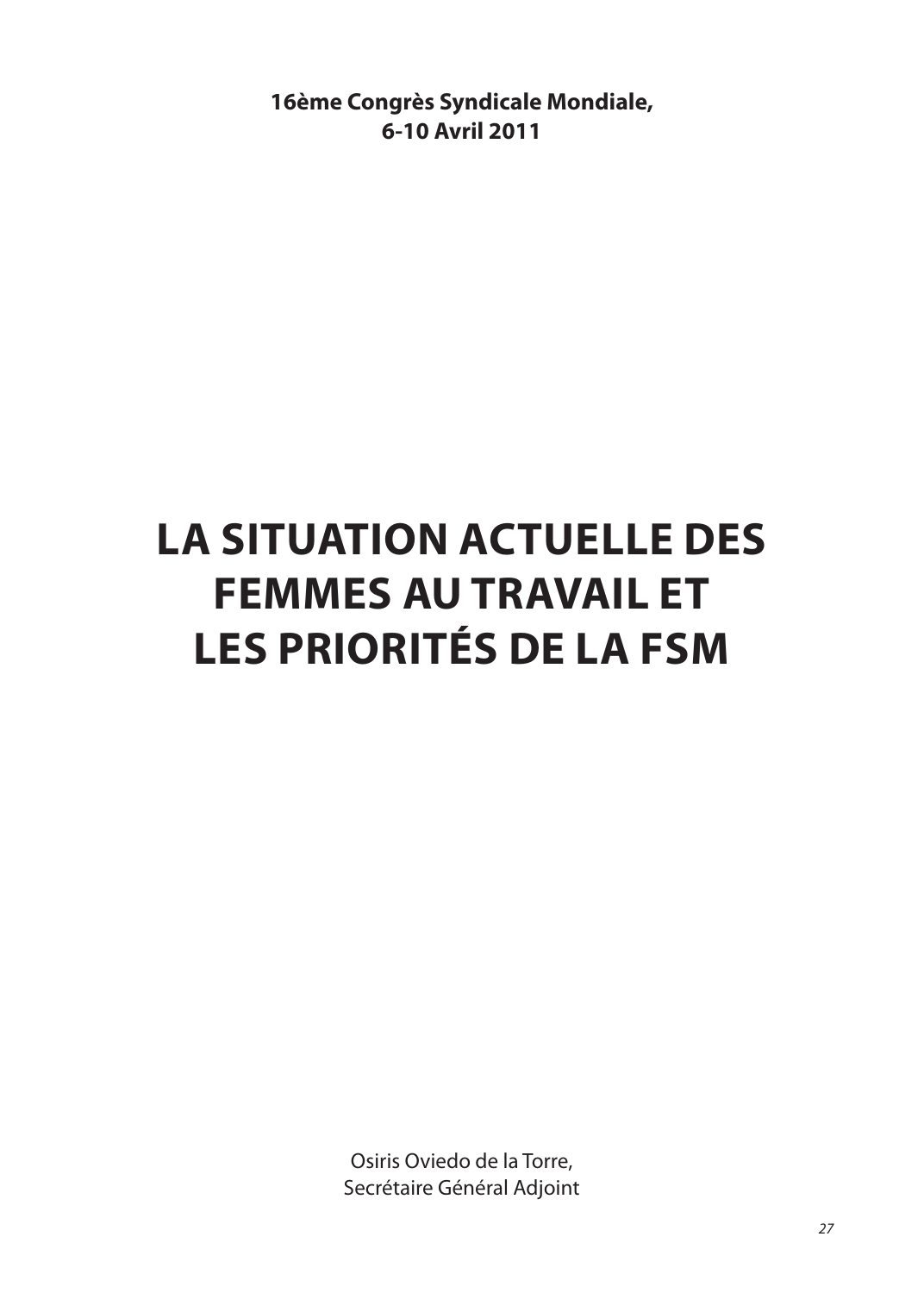**16ème Congrès Syndicale Mondiale,**
**6-10 Avril 2011**

# LA SITUATION ACTUELLE DES FEMMES AU TRAVAIL ET LES PRIORITÉS DE LA FSM

Osiris Oviedo de la Torre,
Secrétaire Général Adjoint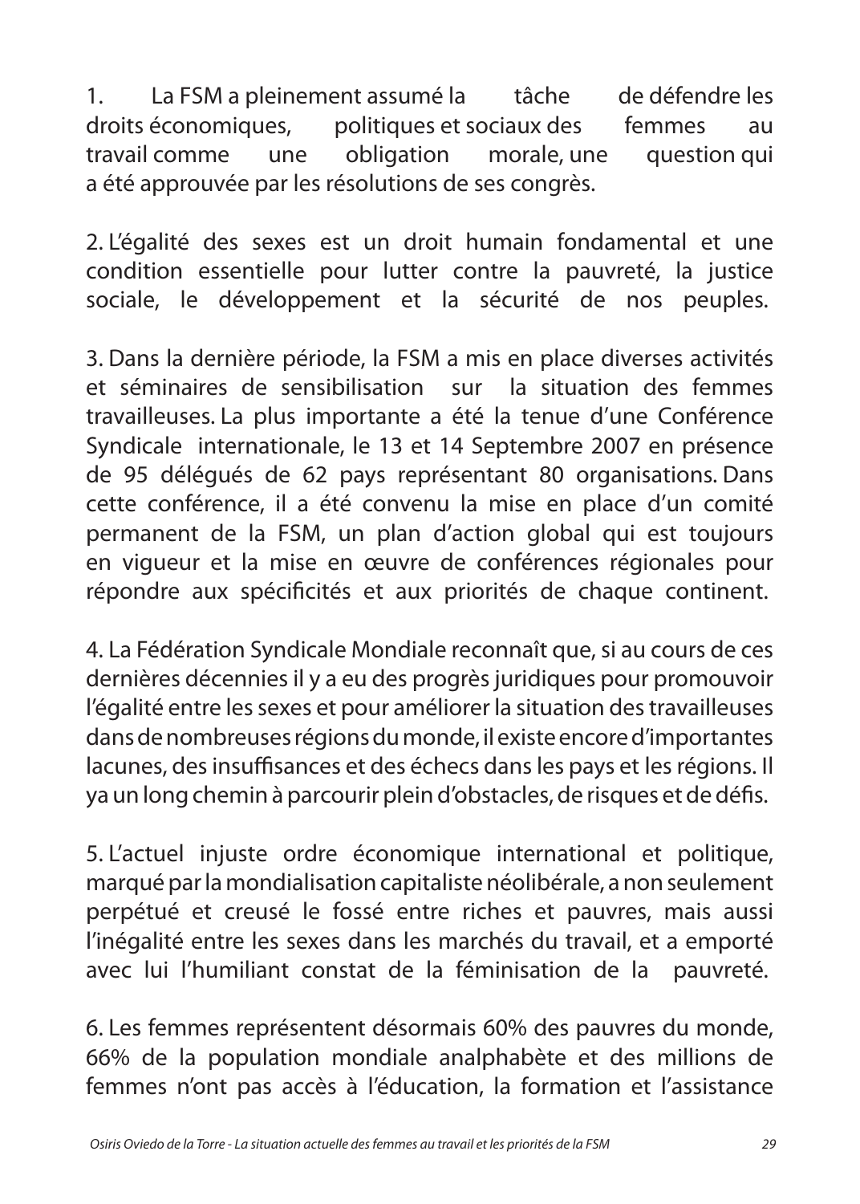1. La FSM a pleinement assumé la tâche de défendre les droits économiques, politiques et sociaux des femmes au travail comme une obligation morale, une question qui a été approuvée par les résolutions de ses congrès.

2. L'égalité des sexes est un droit humain fondamental et une condition essentielle pour lutter contre la pauvreté, la justice sociale, le développement et la sécurité de nos peuples.

3. Dans la dernière période, la FSM a mis en place diverses activités et séminaires de sensibilisation sur la situation des femmes travailleuses. La plus importante a été la tenue d'une Conférence Syndicale internationale, le 13 et 14 Septembre 2007 en présence de 95 délégués de 62 pays représentant 80 organisations. Dans cette conférence, il a été convenu la mise en place d'un comité permanent de la FSM, un plan d'action global qui est toujours en vigueur et la mise en œuvre de conférences régionales pour répondre aux spécificités et aux priorités de chaque continent.

4. La Fédération Syndicale Mondiale reconnaît que, si au cours de ces dernières décennies il y a eu des progrès juridiques pour promouvoir l'égalité entre les sexes et pour améliorer la situation des travailleuses dans de nombreuses régions du monde, il existe encore d'importantes lacunes, des insuffisances et des échecs dans les pays et les régions. Il ya un long chemin à parcourir plein d'obstacles, de risques et de défis.

5. L'actuel injuste ordre économique international et politique, marqué par la mondialisation capitaliste néolibérale, a non seulement perpétué et creusé le fossé entre riches et pauvres, mais aussi l'inégalité entre les sexes dans les marchés du travail, et a emporté avec lui l'humiliant constat de la féminisation de la pauvreté.

6. Les femmes représentent désormais 60% des pauvres du monde, 66% de la population mondiale analphabète et des millions de femmes n'ont pas accès à l'éducation, la formation et l'assistance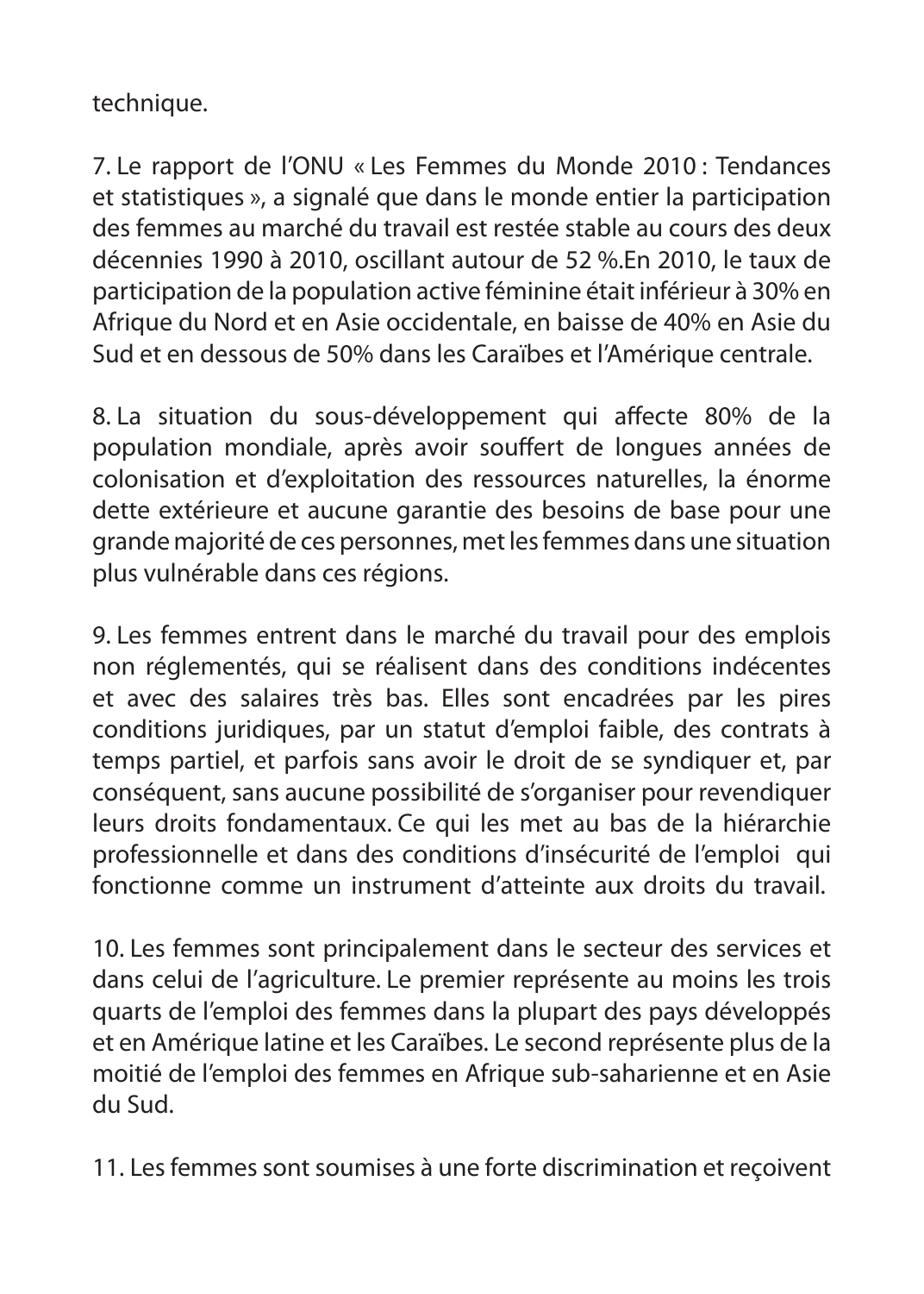technique.

7. Le rapport de l'ONU « Les Femmes du Monde 2010 : Tendances et statistiques », a signalé que dans le monde entier la participation des femmes au marché du travail est restée stable au cours des deux décennies 1990 à 2010, oscillant autour de 52 %.En 2010, le taux de participation de la population active féminine était inférieur à 30% en Afrique du Nord et en Asie occidentale, en baisse de 40% en Asie du Sud et en dessous de 50% dans les Caraïbes et l'Amérique centrale.

8. La situation du sous-développement qui affecte 80% de la population mondiale, après avoir souffert de longues années de colonisation et d'exploitation des ressources naturelles, la énorme dette extérieure et aucune garantie des besoins de base pour une grande majorité de ces personnes, met les femmes dans une situation plus vulnérable dans ces régions.

9. Les femmes entrent dans le marché du travail pour des emplois non réglementés, qui se réalisent dans des conditions indécentes et avec des salaires très bas. Elles sont encadrées par les pires conditions juridiques, par un statut d'emploi faible, des contrats à temps partiel, et parfois sans avoir le droit de se syndiquer et, par conséquent, sans aucune possibilité de s'organiser pour revendiquer leurs droits fondamentaux. Ce qui les met au bas de la hiérarchie professionnelle et dans des conditions d'insécurité de l'emploi qui fonctionne comme un instrument d'atteinte aux droits du travail.

10. Les femmes sont principalement dans le secteur des services et dans celui de l'agriculture. Le premier représente au moins les trois quarts de l'emploi des femmes dans la plupart des pays développés et en Amérique latine et les Caraïbes. Le second représente plus de la moitié de l'emploi des femmes en Afrique sub-saharienne et en Asie du Sud.

11. Les femmes sont soumises à une forte discrimination et reçoivent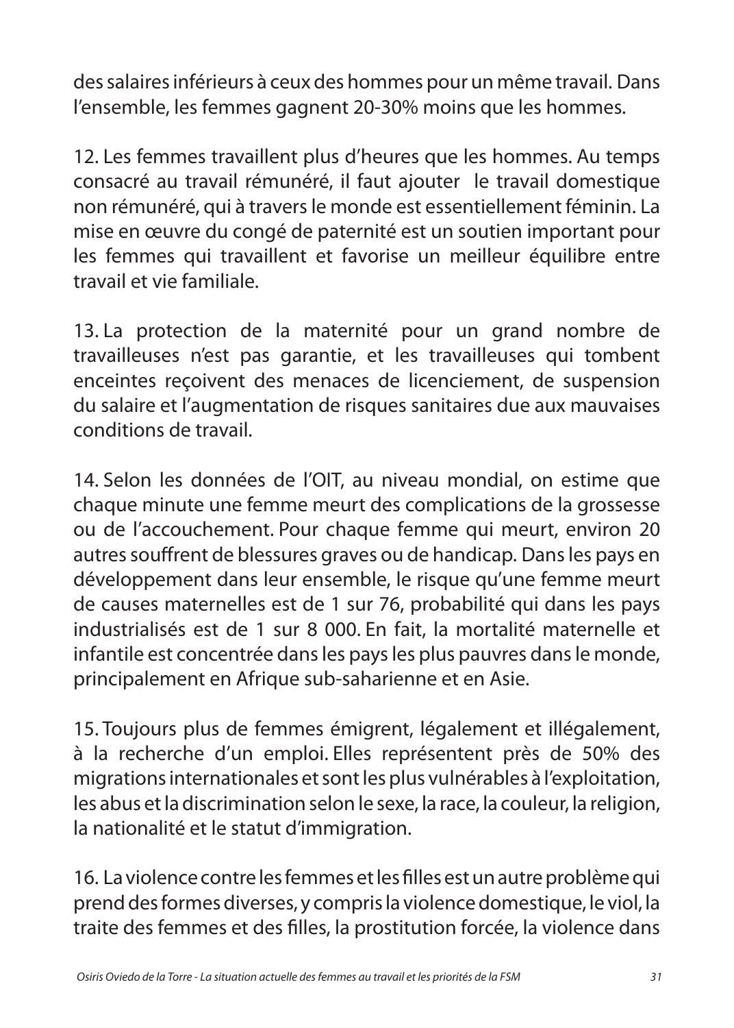des salaires inférieurs à ceux des hommes pour un même travail. Dans l'ensemble, les femmes gagnent 20-30% moins que les hommes.

12. Les femmes travaillent plus d'heures que les hommes. Au temps consacré au travail rémunéré, il faut ajouter le travail domestique non rémunéré, qui à travers le monde est essentiellement féminin. La mise en œuvre du congé de paternité est un soutien important pour les femmes qui travaillent et favorise un meilleur équilibre entre travail et vie familiale.

13. La protection de la maternité pour un grand nombre de travailleuses n'est pas garantie, et les travailleuses qui tombent enceintes reçoivent des menaces de licenciement, de suspension du salaire et l'augmentation de risques sanitaires due aux mauvaises conditions de travail.

14. Selon les données de l'OIT, au niveau mondial, on estime que chaque minute une femme meurt des complications de la grossesse ou de l'accouchement. Pour chaque femme qui meurt, environ 20 autres souffrent de blessures graves ou de handicap. Dans les pays en développement dans leur ensemble, le risque qu'une femme meurt de causes maternelles est de 1 sur 76, probabilité qui dans les pays industrialisés est de 1 sur 8 000. En fait, la mortalité maternelle et infantile est concentrée dans les pays les plus pauvres dans le monde, principalement en Afrique sub-saharienne et en Asie.

15. Toujours plus de femmes émigrent, légalement et illégalement, à la recherche d'un emploi. Elles représentent près de 50% des migrations internationales et sont les plus vulnérables à l'exploitation, les abus et la discrimination selon le sexe, la race, la couleur, la religion, la nationalité et le statut d'immigration.

16. La violence contre les femmes et les filles est un autre problème qui prend des formes diverses, y compris la violence domestique, le viol, la traite des femmes et des filles, la prostitution forcée, la violence dans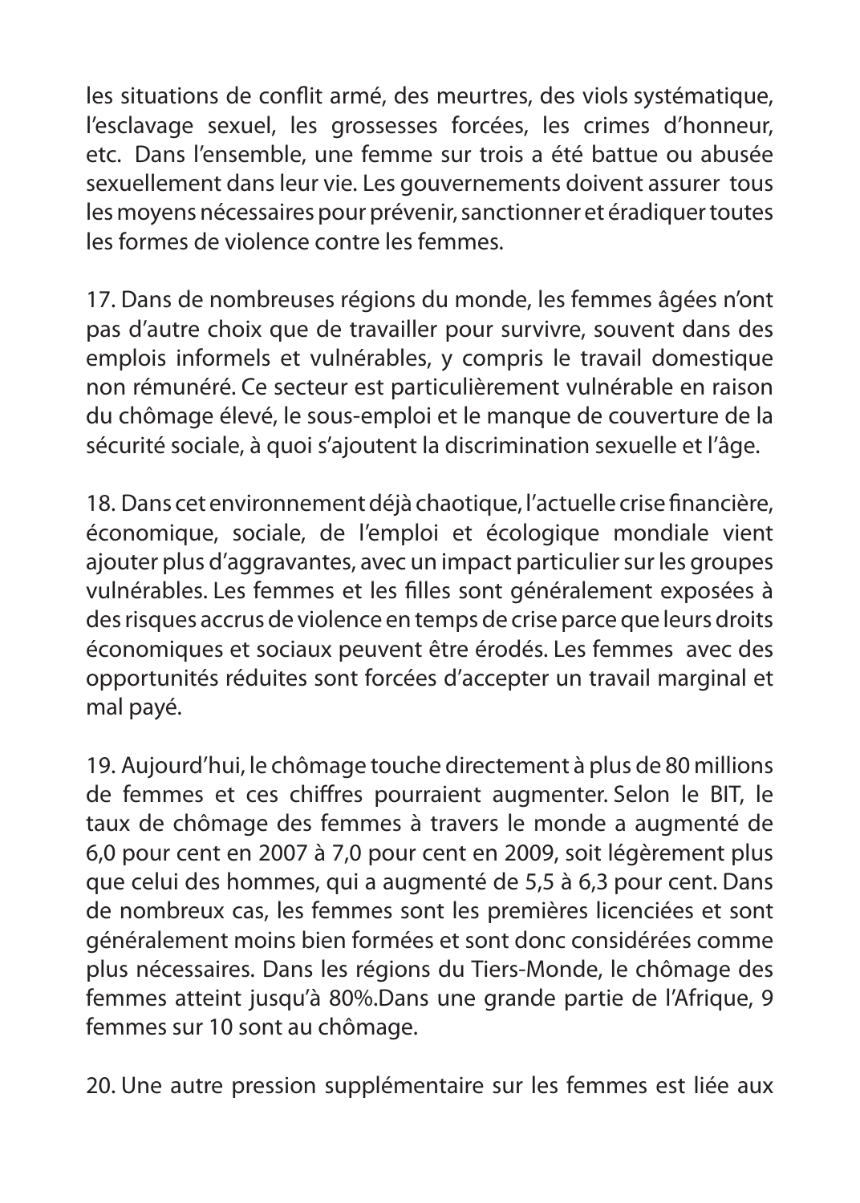les situations de conflit armé, des meurtres, des viols systématique, l'esclavage sexuel, les grossesses forcées, les crimes d'honneur, etc. Dans l'ensemble, une femme sur trois a été battue ou abusée sexuellement dans leur vie. Les gouvernements doivent assurer tous les moyens nécessaires pour prévenir, sanctionner et éradiquer toutes les formes de violence contre les femmes.

17. Dans de nombreuses régions du monde, les femmes âgées n'ont pas d'autre choix que de travailler pour survivre, souvent dans des emplois informels et vulnérables, y compris le travail domestique non rémunéré. Ce secteur est particulièrement vulnérable en raison du chômage élevé, le sous-emploi et le manque de couverture de la sécurité sociale, à quoi s'ajoutent la discrimination sexuelle et l'âge.

18. Dans cet environnement déjà chaotique, l'actuelle crise financière, économique, sociale, de l'emploi et écologique mondiale vient ajouter plus d'aggravantes, avec un impact particulier sur les groupes vulnérables. Les femmes et les filles sont généralement exposées à des risques accrus de violence en temps de crise parce que leurs droits économiques et sociaux peuvent être érodés. Les femmes avec des opportunités réduites sont forcées d'accepter un travail marginal et mal payé.

19. Aujourd'hui, le chômage touche directement à plus de 80 millions de femmes et ces chiffres pourraient augmenter. Selon le BIT, le taux de chômage des femmes à travers le monde a augmenté de 6,0 pour cent en 2007 à 7,0 pour cent en 2009, soit légèrement plus que celui des hommes, qui a augmenté de 5,5 à 6,3 pour cent. Dans de nombreux cas, les femmes sont les premières licenciées et sont généralement moins bien formées et sont donc considérées comme plus nécessaires. Dans les régions du Tiers-Monde, le chômage des femmes atteint jusqu'à 80%.Dans une grande partie de l'Afrique, 9 femmes sur 10 sont au chômage.

20. Une autre pression supplémentaire sur les femmes est liée aux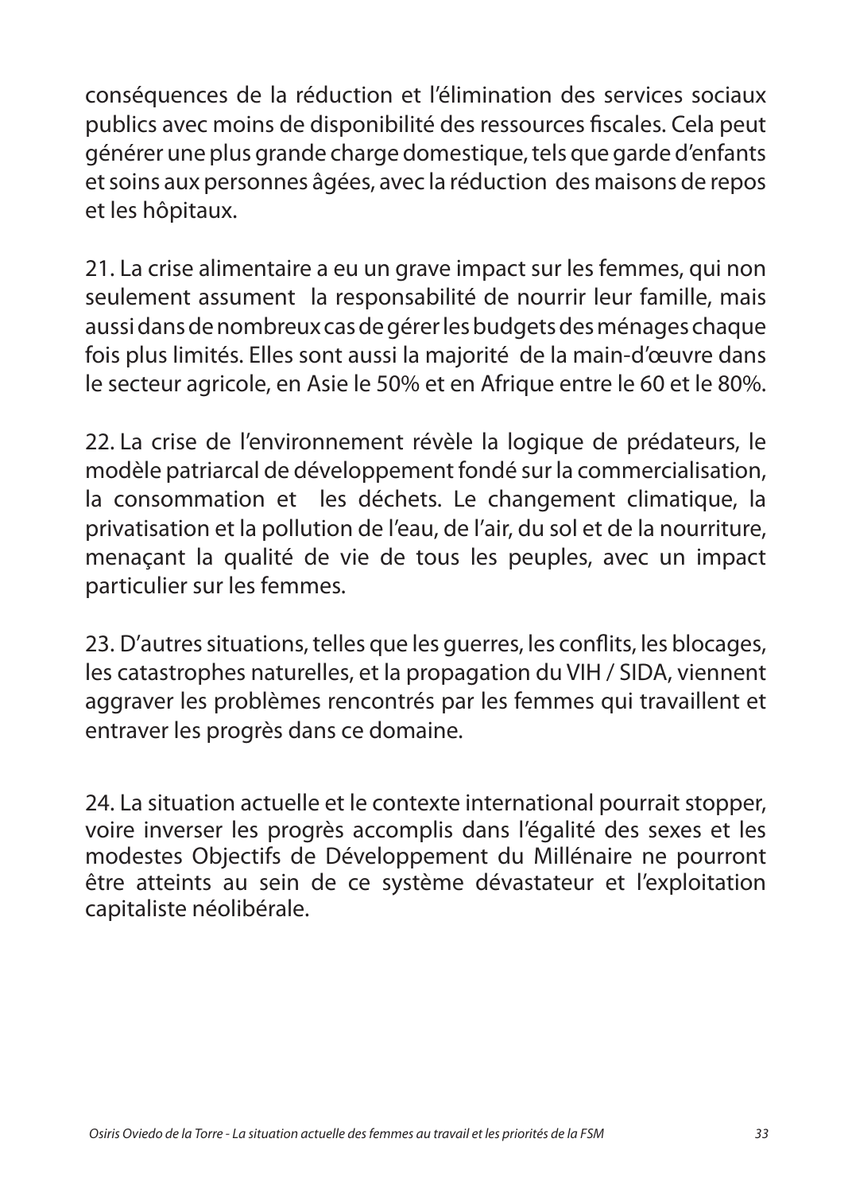conséquences de la réduction et l'élimination des services sociaux publics avec moins de disponibilité des ressources fiscales. Cela peut générer une plus grande charge domestique, tels que garde d'enfants et soins aux personnes âgées, avec la réduction des maisons de repos et les hôpitaux.

21. La crise alimentaire a eu un grave impact sur les femmes, qui non seulement assument la responsabilité de nourrir leur famille, mais aussi dans de nombreux cas de gérer les budgets des ménages chaque fois plus limités. Elles sont aussi la majorité de la main-d'œuvre dans le secteur agricole, en Asie le 50% et en Afrique entre le 60 et le 80%.

22. La crise de l'environnement révèle la logique de prédateurs, le modèle patriarcal de développement fondé sur la commercialisation, la consommation et les déchets. Le changement climatique, la privatisation et la pollution de l'eau, de l'air, du sol et de la nourriture, menaçant la qualité de vie de tous les peuples, avec un impact particulier sur les femmes.

23. D'autres situations, telles que les guerres, les conflits, les blocages, les catastrophes naturelles, et la propagation du VIH / SIDA, viennent aggraver les problèmes rencontrés par les femmes qui travaillent et entraver les progrès dans ce domaine.

24. La situation actuelle et le contexte international pourrait stopper, voire inverser les progrès accomplis dans l'égalité des sexes et les modestes Objectifs de Développement du Millénaire ne pourront être atteints au sein de ce système dévastateur et l'exploitation capitaliste néolibérale.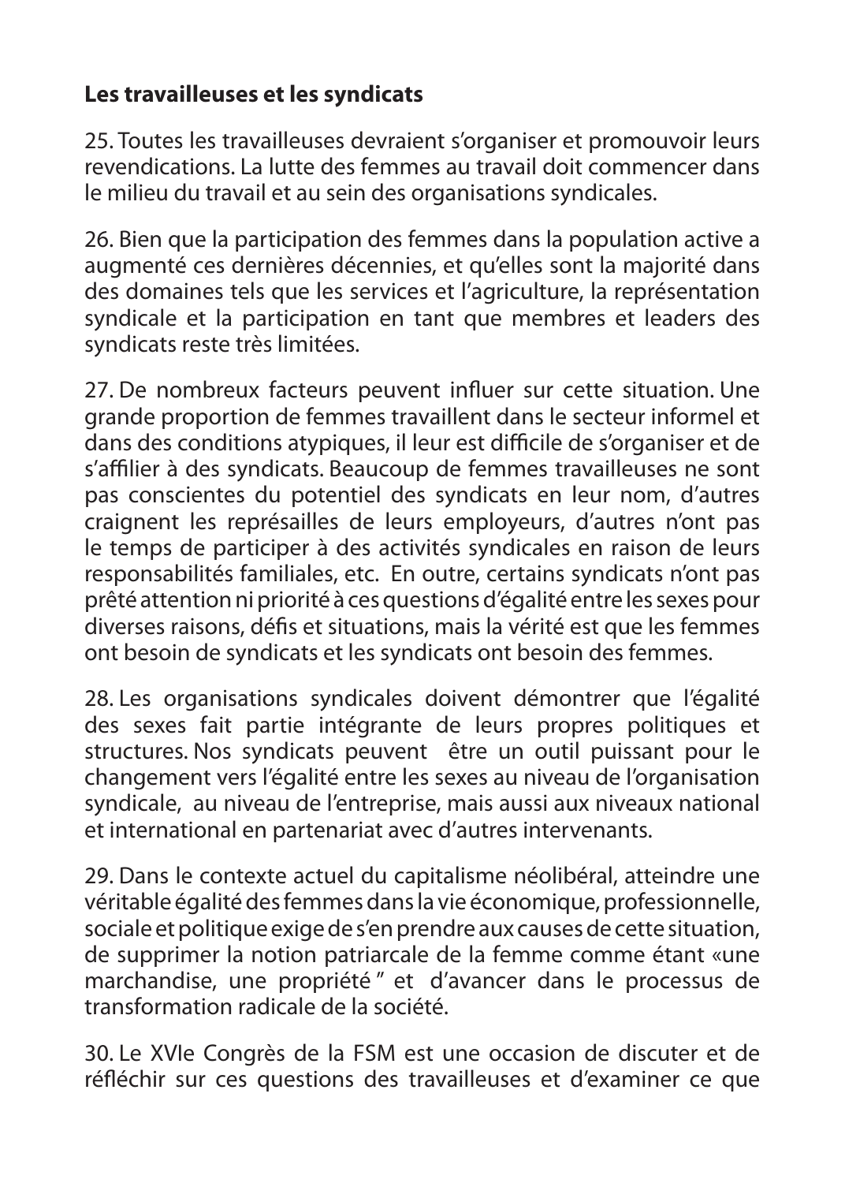**Les travailleuses et les syndicats**

25. Toutes les travailleuses devraient s'organiser et promouvoir leurs revendications. La lutte des femmes au travail doit commencer dans le milieu du travail et au sein des organisations syndicales.

26. Bien que la participation des femmes dans la population active a augmenté ces dernières décennies, et qu'elles sont la majorité dans des domaines tels que les services et l'agriculture, la représentation syndicale et la participation en tant que membres et leaders des syndicats reste très limitées.

27. De nombreux facteurs peuvent influer sur cette situation. Une grande proportion de femmes travaillent dans le secteur informel et dans des conditions atypiques, il leur est difficile de s'organiser et de s'affilier à des syndicats. Beaucoup de femmes travailleuses ne sont pas conscientes du potentiel des syndicats en leur nom, d'autres craignent les représailles de leurs employeurs, d'autres n'ont pas le temps de participer à des activités syndicales en raison de leurs responsabilités familiales, etc. En outre, certains syndicats n'ont pas prêté attention ni priorité à ces questions d'égalité entre les sexes pour diverses raisons, défis et situations, mais la vérité est que les femmes ont besoin de syndicats et les syndicats ont besoin des femmes.

28. Les organisations syndicales doivent démontrer que l'égalité des sexes fait partie intégrante de leurs propres politiques et structures. Nos syndicats peuvent être un outil puissant pour le changement vers l'égalité entre les sexes au niveau de l'organisation syndicale, au niveau de l'entreprise, mais aussi aux niveaux national et international en partenariat avec d'autres intervenants.

29. Dans le contexte actuel du capitalisme néolibéral, atteindre une véritable égalité des femmes dans la vie économique, professionnelle, sociale et politique exige de s'en prendre aux causes de cette situation, de supprimer la notion patriarcale de la femme comme étant «une marchandise, une propriété " et d'avancer dans le processus de transformation radicale de la société.

30. Le XVIe Congrès de la FSM est une occasion de discuter et de réfléchir sur ces questions des travailleuses et d'examiner ce que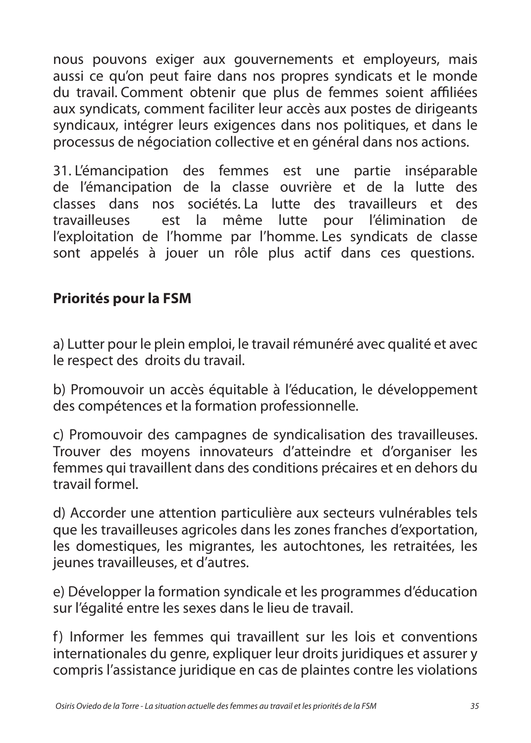nous pouvons exiger aux gouvernements et employeurs, mais aussi ce qu'on peut faire dans nos propres syndicats et le monde du travail. Comment obtenir que plus de femmes soient affiliées aux syndicats, comment faciliter leur accès aux postes de dirigeants syndicaux, intégrer leurs exigences dans nos politiques, et dans le processus de négociation collective et en général dans nos actions.

31. L'émancipation des femmes est une partie inséparable de l'émancipation de la classe ouvrière et de la lutte des classes dans nos sociétés. La lutte des travailleurs et des travailleuses est la même lutte pour l'élimination de l'exploitation de l'homme par l'homme. Les syndicats de classe sont appelés à jouer un rôle plus actif dans ces questions.

**Priorités pour la FSM**

a) Lutter pour le plein emploi, le travail rémunéré avec qualité et avec le respect des droits du travail.

b) Promouvoir un accès équitable à l'éducation, le développement des compétences et la formation professionnelle.

c) Promouvoir des campagnes de syndicalisation des travailleuses. Trouver des moyens innovateurs d'atteindre et d'organiser les femmes qui travaillent dans des conditions précaires et en dehors du travail formel.

d) Accorder une attention particulière aux secteurs vulnérables tels que les travailleuses agricoles dans les zones franches d'exportation, les domestiques, les migrantes, les autochtones, les retraitées, les jeunes travailleuses, et d'autres.

e) Développer la formation syndicale et les programmes d'éducation sur l'égalité entre les sexes dans le lieu de travail.

f) Informer les femmes qui travaillent sur les lois et conventions internationales du genre, expliquer leur droits juridiques et assurer y compris l'assistance juridique en cas de plaintes contre les violations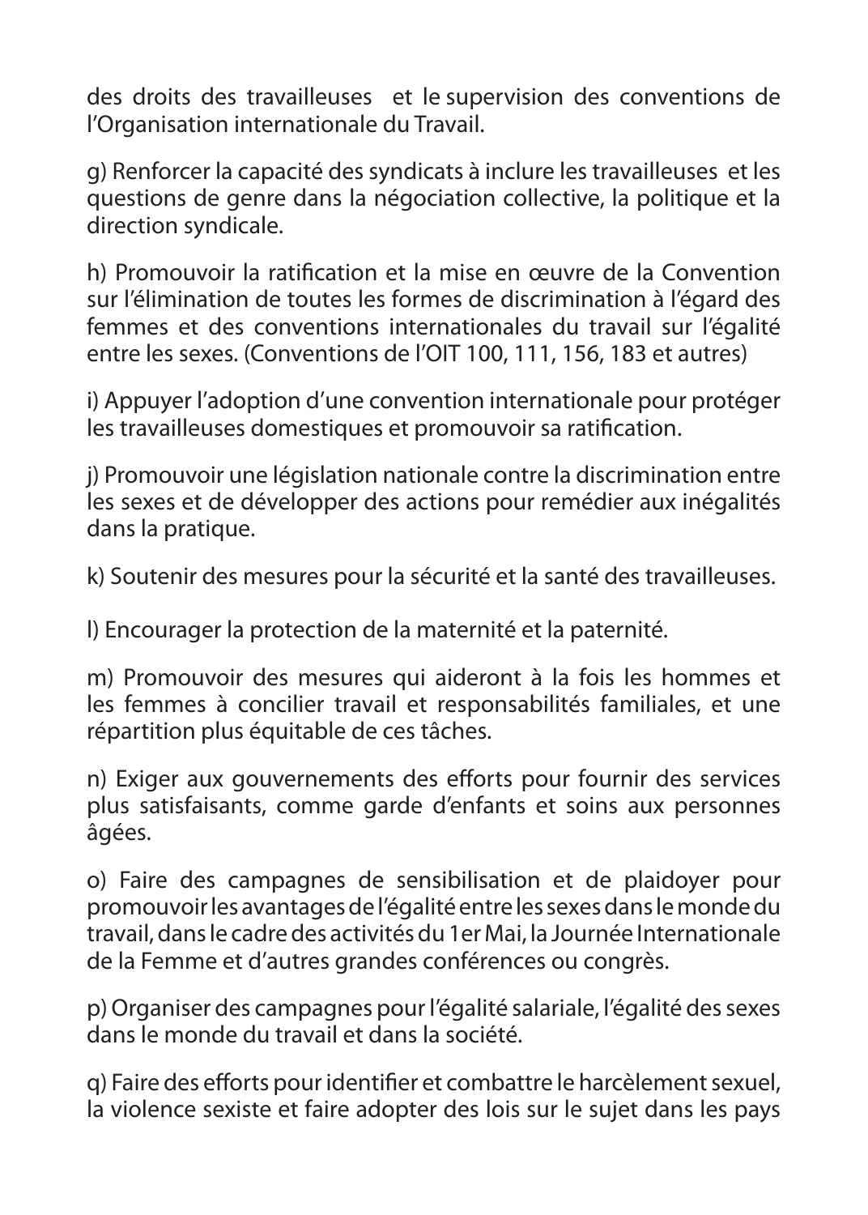des droits des travailleuses et le supervision des conventions de l'Organisation internationale du Travail.

g) Renforcer la capacité des syndicats à inclure les travailleuses et les questions de genre dans la négociation collective, la politique et la direction syndicale.

h) Promouvoir la ratification et la mise en œuvre de la Convention sur l'élimination de toutes les formes de discrimination à l'égard des femmes et des conventions internationales du travail sur l'égalité entre les sexes. (Conventions de l'OIT 100, 111, 156, 183 et autres)

i) Appuyer l'adoption d'une convention internationale pour protéger les travailleuses domestiques et promouvoir sa ratification.

j) Promouvoir une législation nationale contre la discrimination entre les sexes et de développer des actions pour remédier aux inégalités dans la pratique.

k) Soutenir des mesures pour la sécurité et la santé des travailleuses.

l) Encourager la protection de la maternité et la paternité.

m) Promouvoir des mesures qui aideront à la fois les hommes et les femmes à concilier travail et responsabilités familiales, et une répartition plus équitable de ces tâches.

n) Exiger aux gouvernements des efforts pour fournir des services plus satisfaisants, comme garde d'enfants et soins aux personnes âgées.

o) Faire des campagnes de sensibilisation et de plaidoyer pour promouvoir les avantages de l'égalité entre les sexes dans le monde du travail, dans le cadre des activités du 1er Mai, la Journée Internationale de la Femme et d'autres grandes conférences ou congrès.

p) Organiser des campagnes pour l'égalité salariale, l'égalité des sexes dans le monde du travail et dans la société.

q) Faire des efforts pour identifier et combattre le harcèlement sexuel, la violence sexiste et faire adopter des lois sur le sujet dans les pays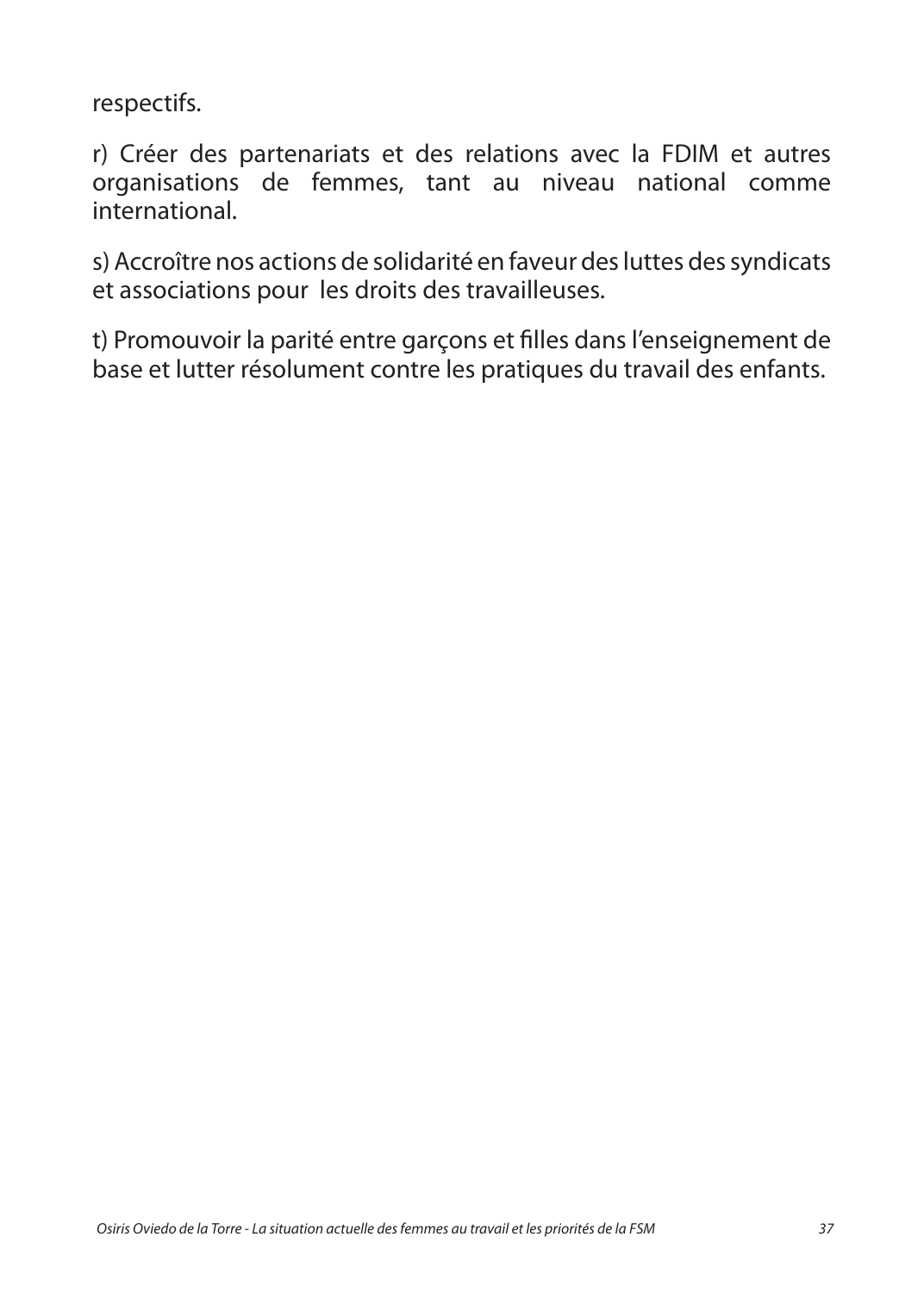respectifs.

r) Créer des partenariats et des relations avec la FDIM et autres organisations de femmes, tant au niveau national comme international.

s) Accroître nos actions de solidarité en faveur des luttes des syndicats et associations pour les droits des travailleuses.

t) Promouvoir la parité entre garçons et filles dans l'enseignement de base et lutter résolument contre les pratiques du travail des enfants.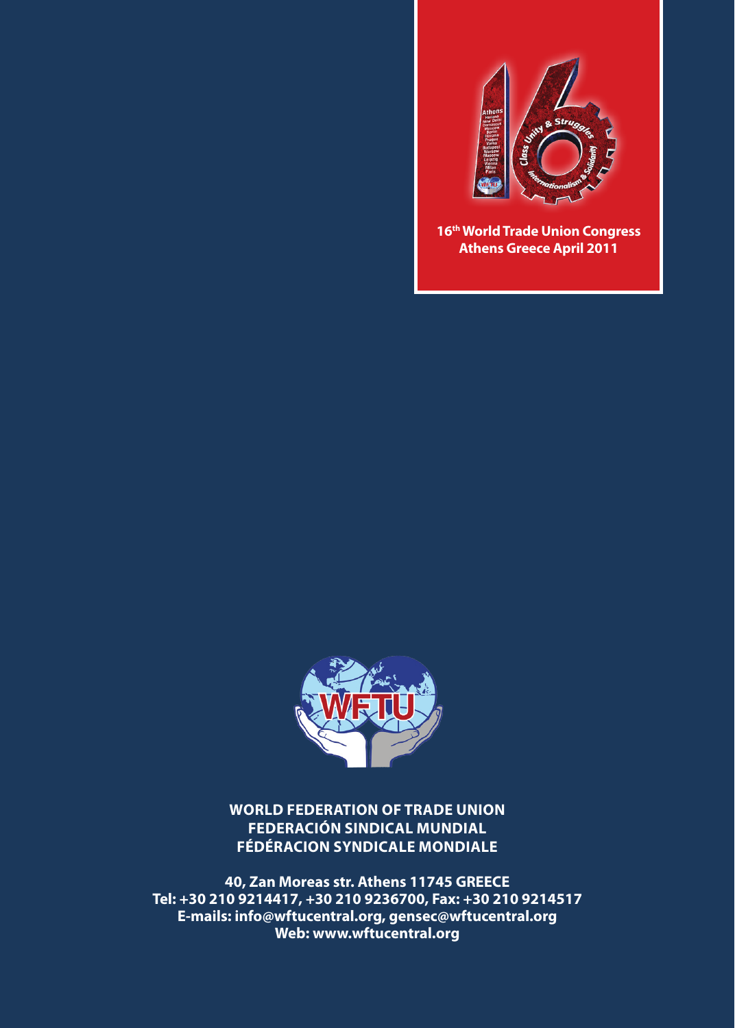16th World Trade Union Congress
Athens Greece April 2011

**WORLD FEDERATION OF TRADE UNION**
**FEDERACIÓN SINDICAL MUNDIAL**
**FÉDÉRACION SYNDICALE MONDIALE**

**40, Zan Moreas str. Athens 11745 GREECE**
**Tel: +30 210 9214417, +30 210 9236700, Fax: +30 210 9214517**
**E-mails: info@wftucentral.org, gensec@wftucentral.org**
**Web: www.wftucentral.org**